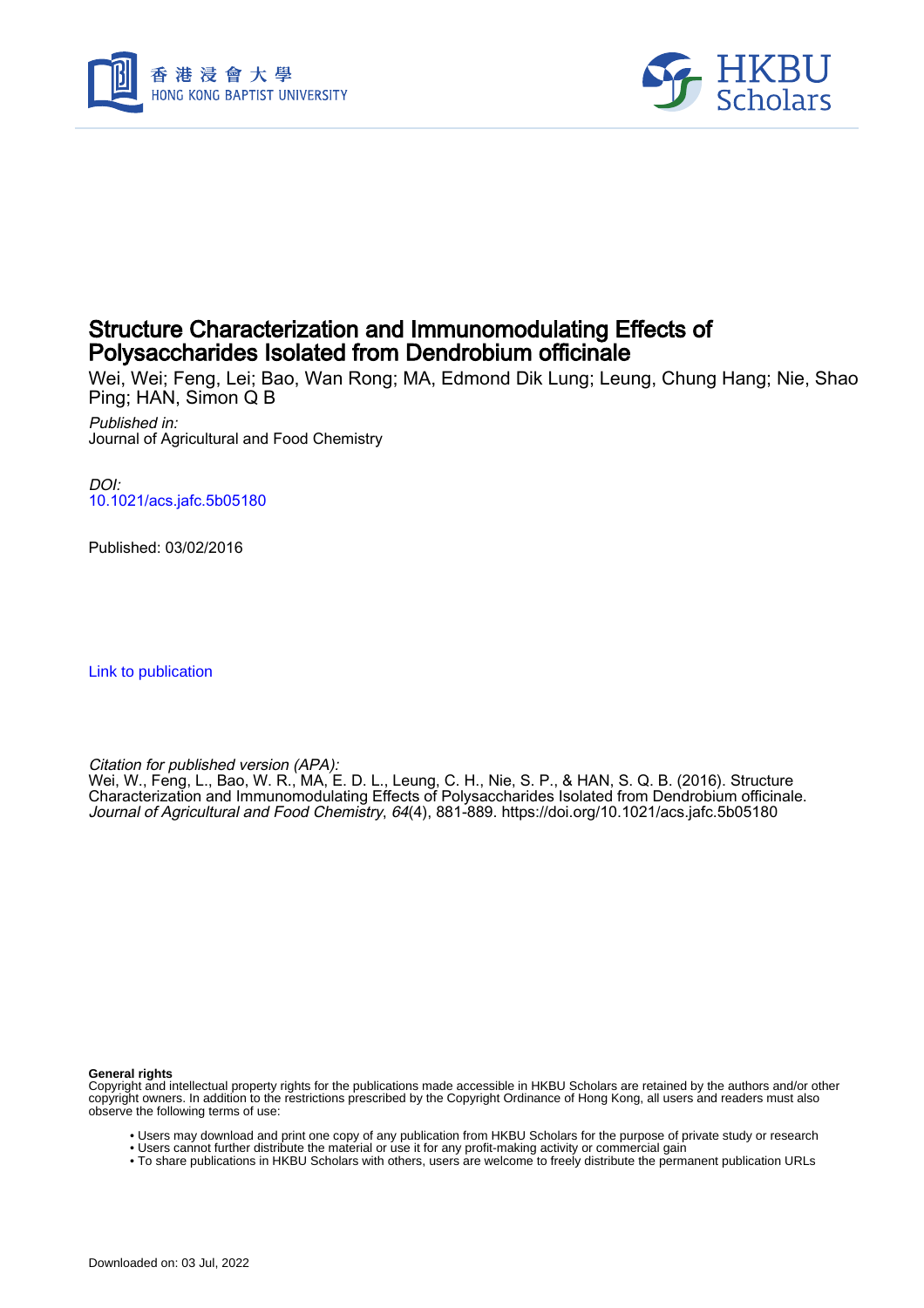# Structure Characterization and Immunomodulating Effects of Polysaccharides Isolated from Dendrobium officinale

Wei, Wei; Feng, Lei; Bao, Wan Rong; MA, Edmond Dik Lung; Leung, Chung Hang; Nie, Shao Ping; HAN, Simon Q B

*Published in:*
Journal of Agricultural and Food Chemistry

*DOI:*
10.1021/acs.jafc.5b05180

Published: 03/02/2016

Link to publication

*Citation for published version (APA):*
Wei, W., Feng, L., Bao, W. R., MA, E. D. L., Leung, C. H., Nie, S. P., & HAN, S. Q. B. (2016). Structure Characterization and Immunomodulating Effects of Polysaccharides Isolated from Dendrobium officinale. *Journal of Agricultural and Food Chemistry*, *64*(4), 881-889. https://doi.org/10.1021/acs.jafc.5b05180

**General rights**
Copyright and intellectual property rights for the publications made accessible in HKBU Scholars are retained by the authors and/or other copyright owners. In addition to the restrictions prescribed by the Copyright Ordinance of Hong Kong, all users and readers must also observe the following terms of use:

- Users may download and print one copy of any publication from HKBU Scholars for the purpose of private study or research
- Users cannot further distribute the material or use it for any profit-making activity or commercial gain
- To share publications in HKBU Scholars with others, users are welcome to freely distribute the permanent publication URLs

Downloaded on: 03 Jul, 2022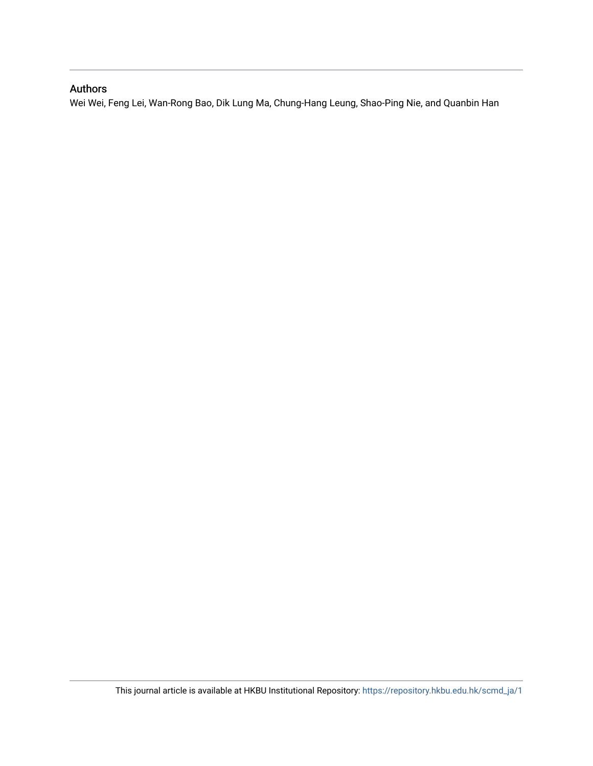## Authors

Wei Wei, Feng Lei, Wan-Rong Bao, Dik Lung Ma, Chung-Hang Leung, Shao-Ping Nie, and Quanbin Han

This journal article is available at HKBU Institutional Repository: https://repository.hkbu.edu.hk/scmd_ja/1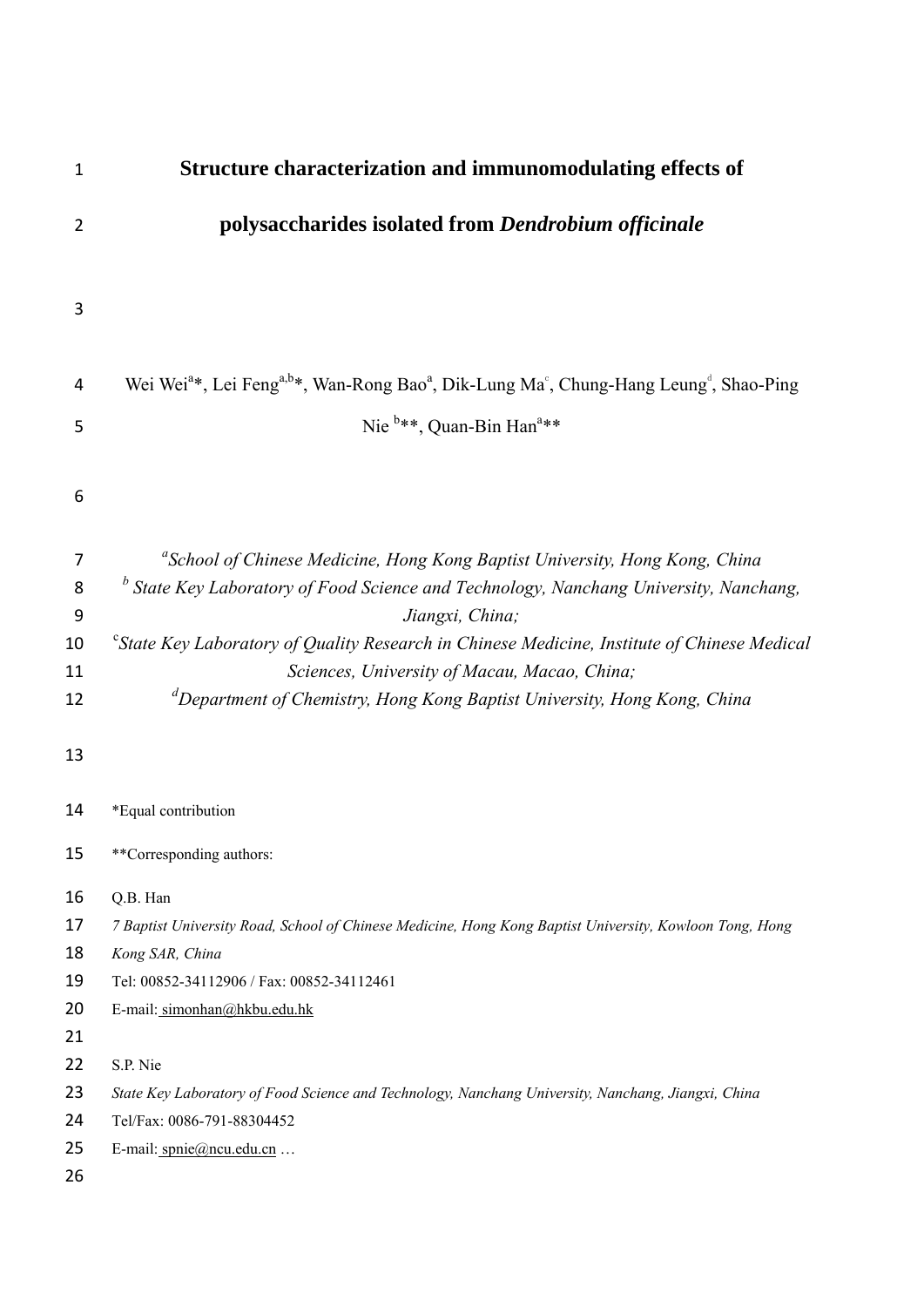# Structure characterization and immunomodulating effects of polysaccharides isolated from *Dendrobium officinale*

Wei Wei[a]*, Lei Feng[a,b]*, Wan-Rong Bao[a], Dik-Lung Ma[c], Chung-Hang Leung[d], Shao-Ping Nie [b]**, Quan-Bin Han[a]**

[a]*School of Chinese Medicine, Hong Kong Baptist University, Hong Kong, China*
[b] *State Key Laboratory of Food Science and Technology, Nanchang University, Nanchang, Jiangxi, China;*
[c]*State Key Laboratory of Quality Research in Chinese Medicine, Institute of Chinese Medical Sciences, University of Macau, Macao, China;*
[d]*Department of Chemistry, Hong Kong Baptist University, Hong Kong, China*

*Equal contribution

**Corresponding authors:

Q.B. Han
*7 Baptist University Road, School of Chinese Medicine, Hong Kong Baptist University, Kowloon Tong, Hong Kong SAR, China*
Tel: 00852-34112906 / Fax: 00852-34112461
E-mail: simonhan@hkbu.edu.hk

S.P. Nie
*State Key Laboratory of Food Science and Technology, Nanchang University, Nanchang, Jiangxi, China*
Tel/Fax: 0086-791-88304452
E-mail: spnie@ncu.edu.cn …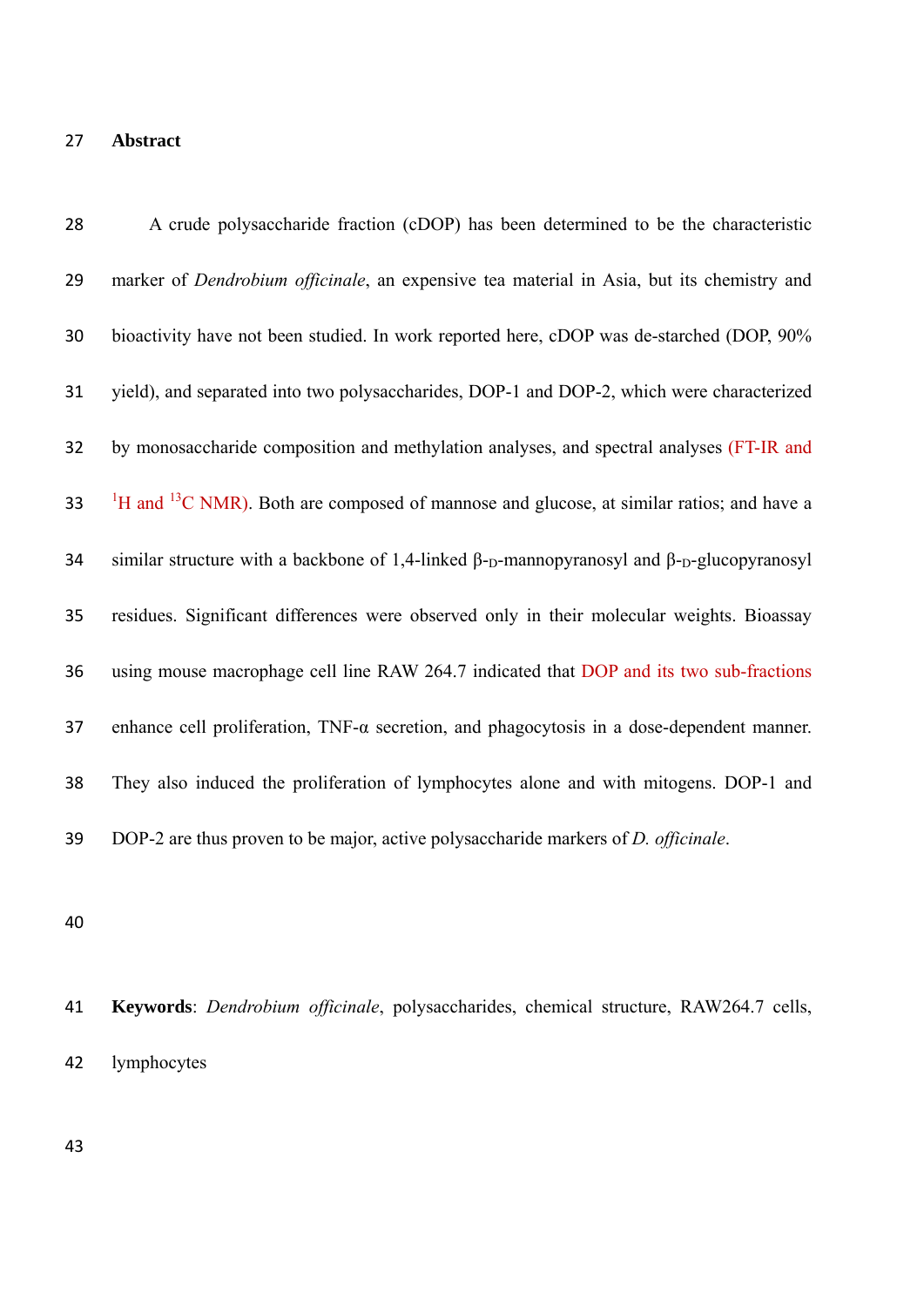## Abstract

A crude polysaccharide fraction (cDOP) has been determined to be the characteristic marker of *Dendrobium officinale*, an expensive tea material in Asia, but its chemistry and bioactivity have not been studied. In work reported here, cDOP was de-starched (DOP, 90% yield), and separated into two polysaccharides, DOP-1 and DOP-2, which were characterized by monosaccharide composition and methylation analyses, and spectral analyses (FT-IR and $^{1}H$ and $^{13}C$ NMR). Both are composed of mannose and glucose, at similar ratios; and have a similar structure with a backbone of 1,4-linked β-D-mannopyranosyl and β-D-glucopyranosyl residues. Significant differences were observed only in their molecular weights. Bioassay using mouse macrophage cell line RAW 264.7 indicated that DOP and its two sub-fractions enhance cell proliferation, TNF-α secretion, and phagocytosis in a dose-dependent manner. They also induced the proliferation of lymphocytes alone and with mitogens. DOP-1 and DOP-2 are thus proven to be major, active polysaccharide markers of *D. officinale*.

**Keywords**: *Dendrobium officinale*, polysaccharides, chemical structure, RAW264.7 cells, lymphocytes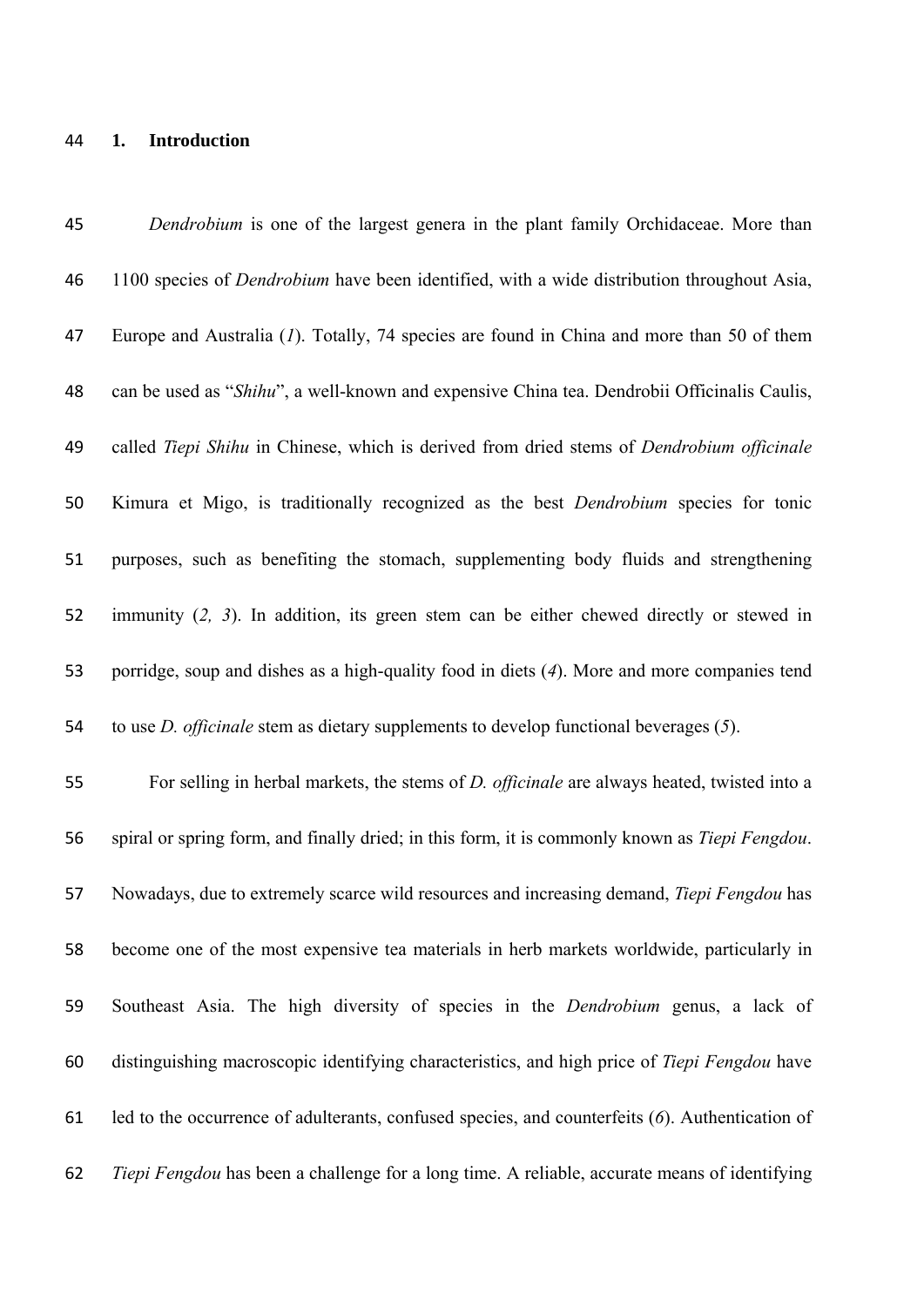## 1. Introduction

*Dendrobium* is one of the largest genera in the plant family Orchidaceae. More than 1100 species of *Dendrobium* have been identified, with a wide distribution throughout Asia, Europe and Australia (*1*). Totally, 74 species are found in China and more than 50 of them can be used as "*Shihu*", a well-known and expensive China tea. Dendrobii Officinalis Caulis, called *Tiepi Shihu* in Chinese, which is derived from dried stems of *Dendrobium officinale* Kimura et Migo, is traditionally recognized as the best *Dendrobium* species for tonic purposes, such as benefiting the stomach, supplementing body fluids and strengthening immunity (*2, 3*). In addition, its green stem can be either chewed directly or stewed in porridge, soup and dishes as a high-quality food in diets (*4*). More and more companies tend to use *D. officinale* stem as dietary supplements to develop functional beverages (*5*).

For selling in herbal markets, the stems of *D. officinale* are always heated, twisted into a spiral or spring form, and finally dried; in this form, it is commonly known as *Tiepi Fengdou*. Nowadays, due to extremely scarce wild resources and increasing demand, *Tiepi Fengdou* has become one of the most expensive tea materials in herb markets worldwide, particularly in Southeast Asia. The high diversity of species in the *Dendrobium* genus, a lack of distinguishing macroscopic identifying characteristics, and high price of *Tiepi Fengdou* have led to the occurrence of adulterants, confused species, and counterfeits (*6*). Authentication of *Tiepi Fengdou* has been a challenge for a long time. A reliable, accurate means of identifying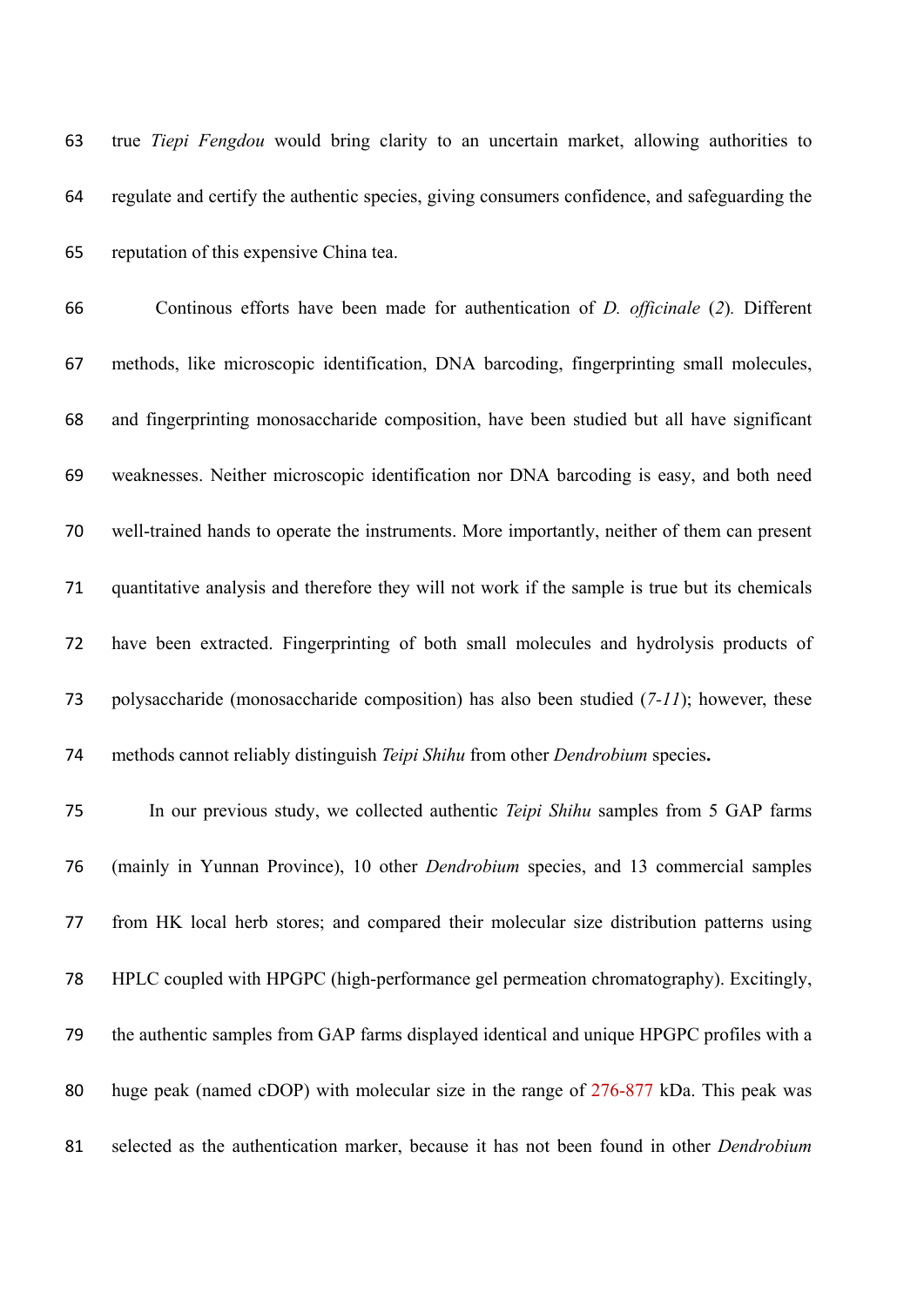true *Tiepi Fengdou* would bring clarity to an uncertain market, allowing authorities to regulate and certify the authentic species, giving consumers confidence, and safeguarding the reputation of this expensive China tea.

Continous efforts have been made for authentication of *D. officinale* (*2*). Different methods, like microscopic identification, DNA barcoding, fingerprinting small molecules, and fingerprinting monosaccharide composition, have been studied but all have significant weaknesses. Neither microscopic identification nor DNA barcoding is easy, and both need well-trained hands to operate the instruments. More importantly, neither of them can present quantitative analysis and therefore they will not work if the sample is true but its chemicals have been extracted. Fingerprinting of both small molecules and hydrolysis products of polysaccharide (monosaccharide composition) has also been studied (*7-11*); however, these methods cannot reliably distinguish *Teipi Shihu* from other *Dendrobium* species**.**

In our previous study, we collected authentic *Teipi Shihu* samples from 5 GAP farms (mainly in Yunnan Province), 10 other *Dendrobium* species, and 13 commercial samples from HK local herb stores; and compared their molecular size distribution patterns using HPLC coupled with HPGPC (high-performance gel permeation chromatography). Excitingly, the authentic samples from GAP farms displayed identical and unique HPGPC profiles with a huge peak (named cDOP) with molecular size in the range of 276-877 kDa. This peak was selected as the authentication marker, because it has not been found in other *Dendrobium*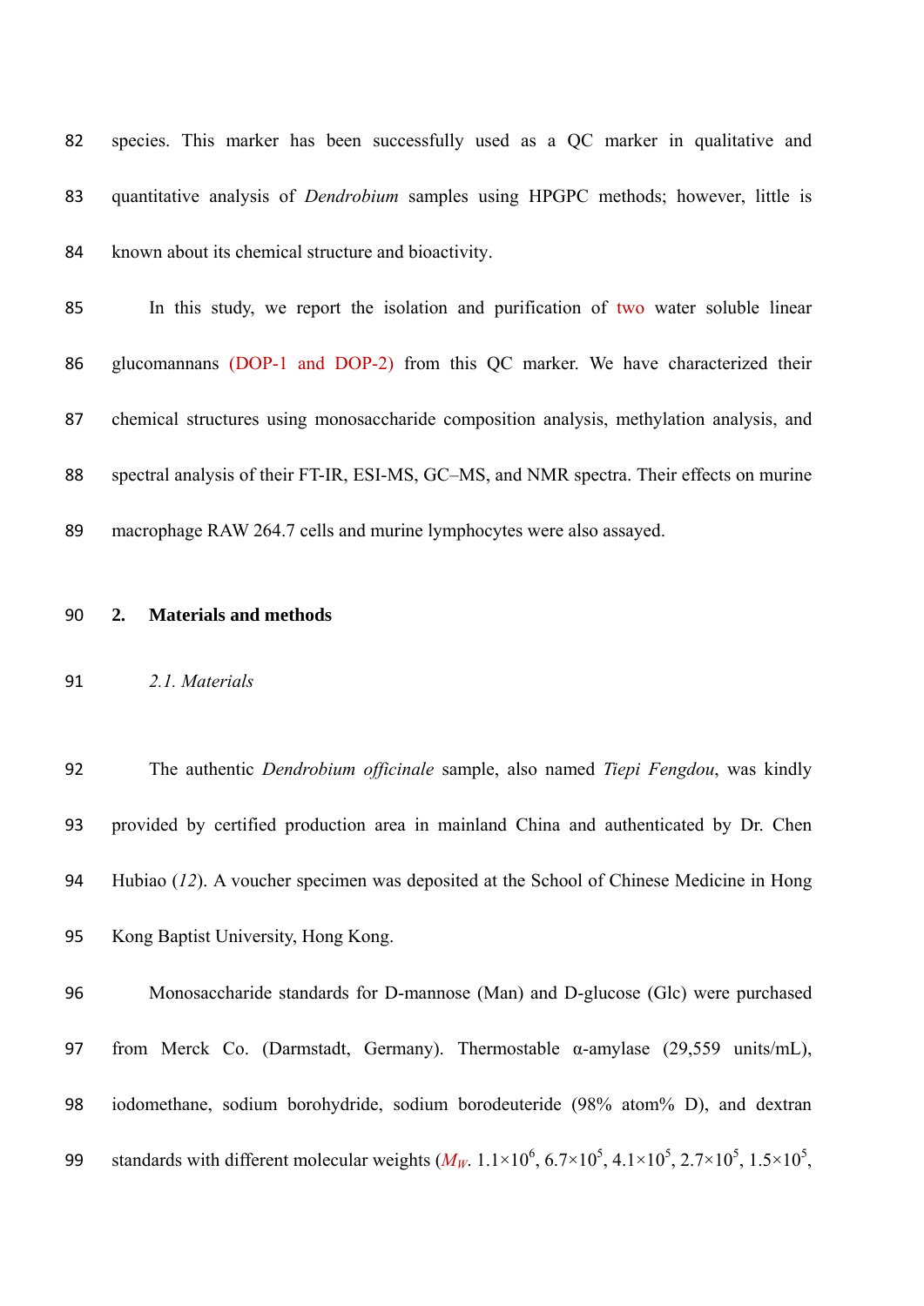species. This marker has been successfully used as a QC marker in qualitative and quantitative analysis of *Dendrobium* samples using HPGPC methods; however, little is known about its chemical structure and bioactivity.

In this study, we report the isolation and purification of two water soluble linear glucomannans (DOP-1 and DOP-2) from this QC marker. We have characterized their chemical structures using monosaccharide composition analysis, methylation analysis, and spectral analysis of their FT-IR, ESI-MS, GC–MS, and NMR spectra. Their effects on murine macrophage RAW 264.7 cells and murine lymphocytes were also assayed.

## 2. Materials and methods

### *2.1. Materials*

The authentic *Dendrobium officinale* sample, also named *Tiepi Fengdou*, was kindly provided by certified production area in mainland China and authenticated by Dr. Chen Hubiao (*12*). A voucher specimen was deposited at the School of Chinese Medicine in Hong Kong Baptist University, Hong Kong.

Monosaccharide standards for D-mannose (Man) and D-glucose (Glc) were purchased from Merck Co. (Darmstadt, Germany). Thermostable α-amylase (29,559 units/mL), iodomethane, sodium borohydride, sodium borodeuteride (98% atom% D), and dextran standards with different molecular weights ($M_W$. $1.1\times10^6$, $6.7\times10^5$, $4.1\times10^5$, $2.7\times10^5$, $1.5\times10^5$,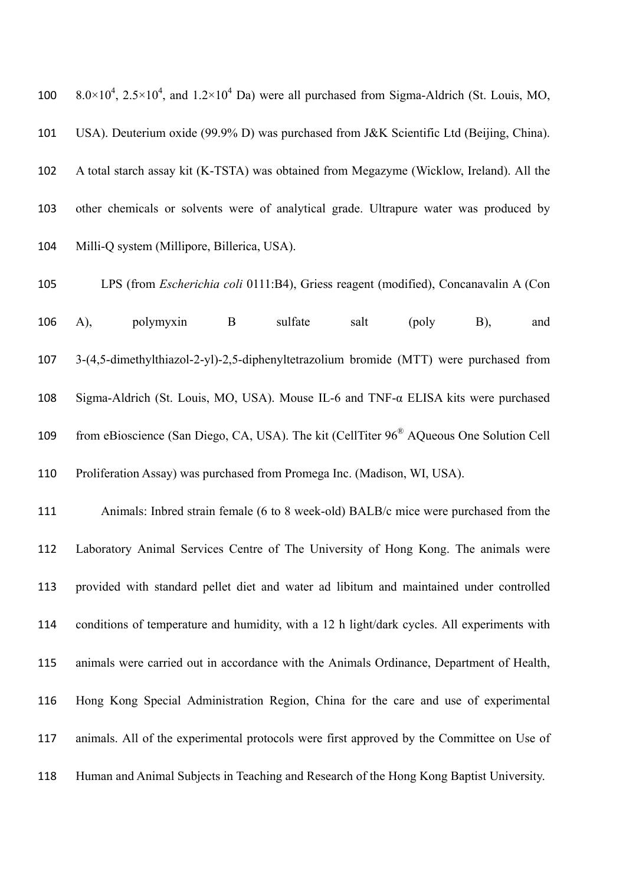$8.0\times10^4$, $2.5\times10^4$, and $1.2\times10^4$ Da) were all purchased from Sigma-Aldrich (St. Louis, MO, USA). Deuterium oxide (99.9% D) was purchased from J&K Scientific Ltd (Beijing, China). A total starch assay kit (K-TSTA) was obtained from Megazyme (Wicklow, Ireland). All the other chemicals or solvents were of analytical grade. Ultrapure water was produced by Milli-Q system (Millipore, Billerica, USA).

LPS (from *Escherichia coli* 0111:B4), Griess reagent (modified), Concanavalin A (Con A), polymyxin B sulfate salt (poly B), and 3-(4,5-dimethylthiazol-2-yl)-2,5-diphenyltetrazolium bromide (MTT) were purchased from Sigma-Aldrich (St. Louis, MO, USA). Mouse IL-6 and TNF-α ELISA kits were purchased from eBioscience (San Diego, CA, USA). The kit (CellTiter 96® AQueous One Solution Cell Proliferation Assay) was purchased from Promega Inc. (Madison, WI, USA).

Animals: Inbred strain female (6 to 8 week-old) BALB/c mice were purchased from the Laboratory Animal Services Centre of The University of Hong Kong. The animals were provided with standard pellet diet and water ad libitum and maintained under controlled conditions of temperature and humidity, with a 12 h light/dark cycles. All experiments with animals were carried out in accordance with the Animals Ordinance, Department of Health, Hong Kong Special Administration Region, China for the care and use of experimental animals. All of the experimental protocols were first approved by the Committee on Use of Human and Animal Subjects in Teaching and Research of the Hong Kong Baptist University.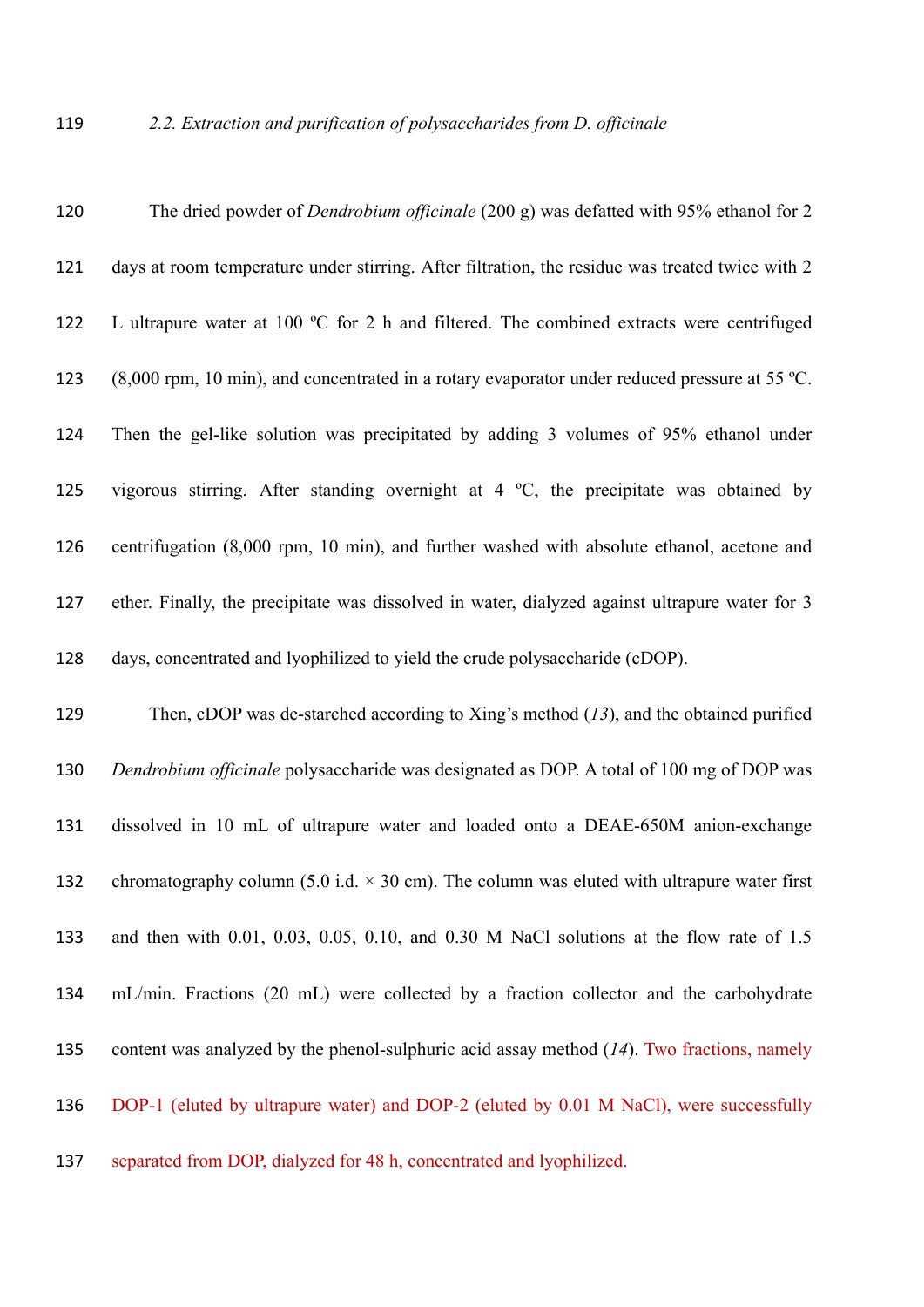### *2.2. Extraction and purification of polysaccharides from D. officinale*

The dried powder of *Dendrobium officinale* (200 g) was defatted with 95% ethanol for 2 days at room temperature under stirring. After filtration, the residue was treated twice with 2 L ultrapure water at 100 ºC for 2 h and filtered. The combined extracts were centrifuged (8,000 rpm, 10 min), and concentrated in a rotary evaporator under reduced pressure at 55 ºC. Then the gel-like solution was precipitated by adding 3 volumes of 95% ethanol under vigorous stirring. After standing overnight at 4 ºC, the precipitate was obtained by centrifugation (8,000 rpm, 10 min), and further washed with absolute ethanol, acetone and ether. Finally, the precipitate was dissolved in water, dialyzed against ultrapure water for 3 days, concentrated and lyophilized to yield the crude polysaccharide (cDOP).

Then, cDOP was de-starched according to Xing's method (*13*), and the obtained purified *Dendrobium officinale* polysaccharide was designated as DOP. A total of 100 mg of DOP was dissolved in 10 mL of ultrapure water and loaded onto a DEAE-650M anion-exchange chromatography column (5.0 i.d. × 30 cm). The column was eluted with ultrapure water first and then with 0.01, 0.03, 0.05, 0.10, and 0.30 M NaCl solutions at the flow rate of 1.5 mL/min. Fractions (20 mL) were collected by a fraction collector and the carbohydrate content was analyzed by the phenol-sulphuric acid assay method (*14*). Two fractions, namely DOP-1 (eluted by ultrapure water) and DOP-2 (eluted by 0.01 M NaCl), were successfully separated from DOP, dialyzed for 48 h, concentrated and lyophilized.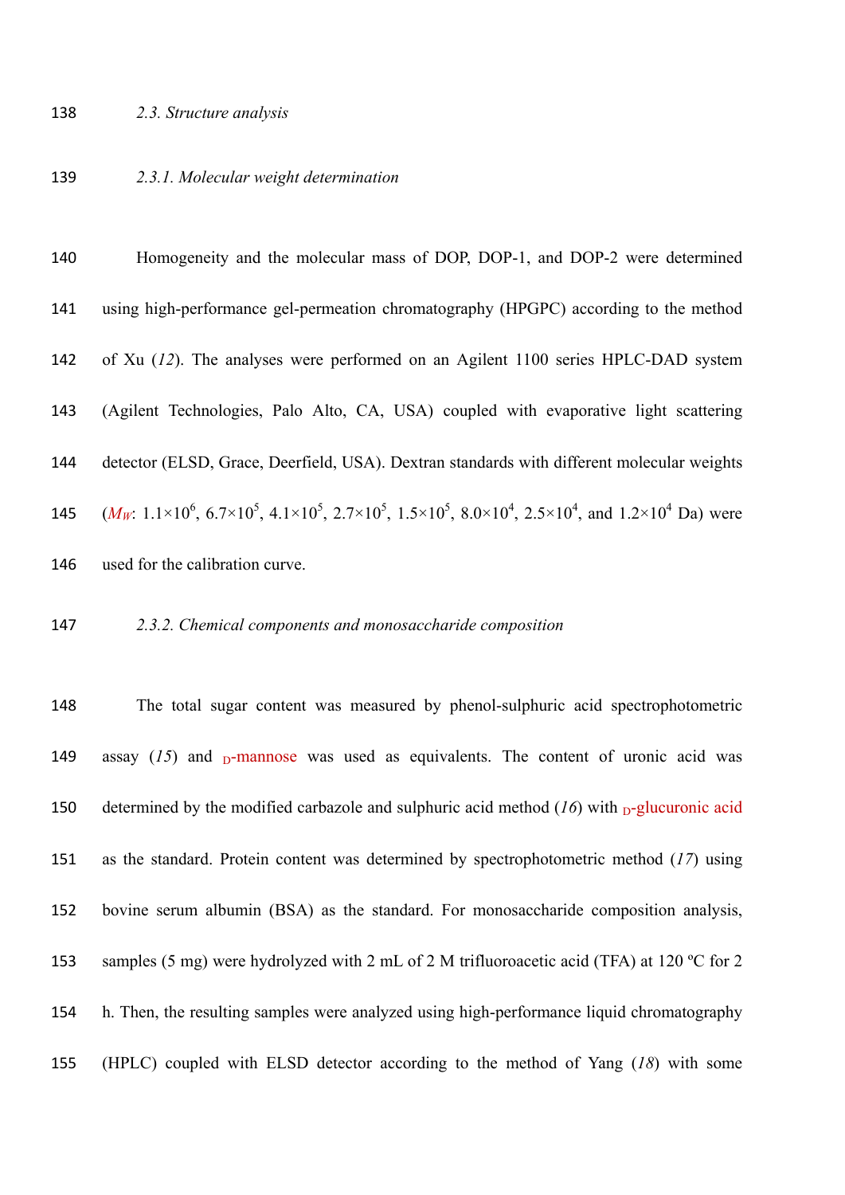### 2.3. Structure analysis

#### 2.3.1. Molecular weight determination

Homogeneity and the molecular mass of DOP, DOP-1, and DOP-2 were determined using high-performance gel-permeation chromatography (HPGPC) according to the method of Xu (*12*). The analyses were performed on an Agilent 1100 series HPLC-DAD system (Agilent Technologies, Palo Alto, CA, USA) coupled with evaporative light scattering detector (ELSD, Grace, Deerfield, USA). Dextran standards with different molecular weights ($M_W$: $1.1\times10^6$, $6.7\times10^5$, $4.1\times10^5$, $2.7\times10^5$, $1.5\times10^5$, $8.0\times10^4$, $2.5\times10^4$, and $1.2\times10^4$ Da) were used for the calibration curve.

#### 2.3.2. Chemical components and monosaccharide composition

The total sugar content was measured by phenol-sulphuric acid spectrophotometric assay (*15*) and D-mannose was used as equivalents. The content of uronic acid was determined by the modified carbazole and sulphuric acid method (*16*) with D-glucuronic acid as the standard. Protein content was determined by spectrophotometric method (*17*) using bovine serum albumin (BSA) as the standard. For monosaccharide composition analysis, samples (5 mg) were hydrolyzed with 2 mL of 2 M trifluoroacetic acid (TFA) at 120 ºC for 2 h. Then, the resulting samples were analyzed using high-performance liquid chromatography (HPLC) coupled with ELSD detector according to the method of Yang (*18*) with some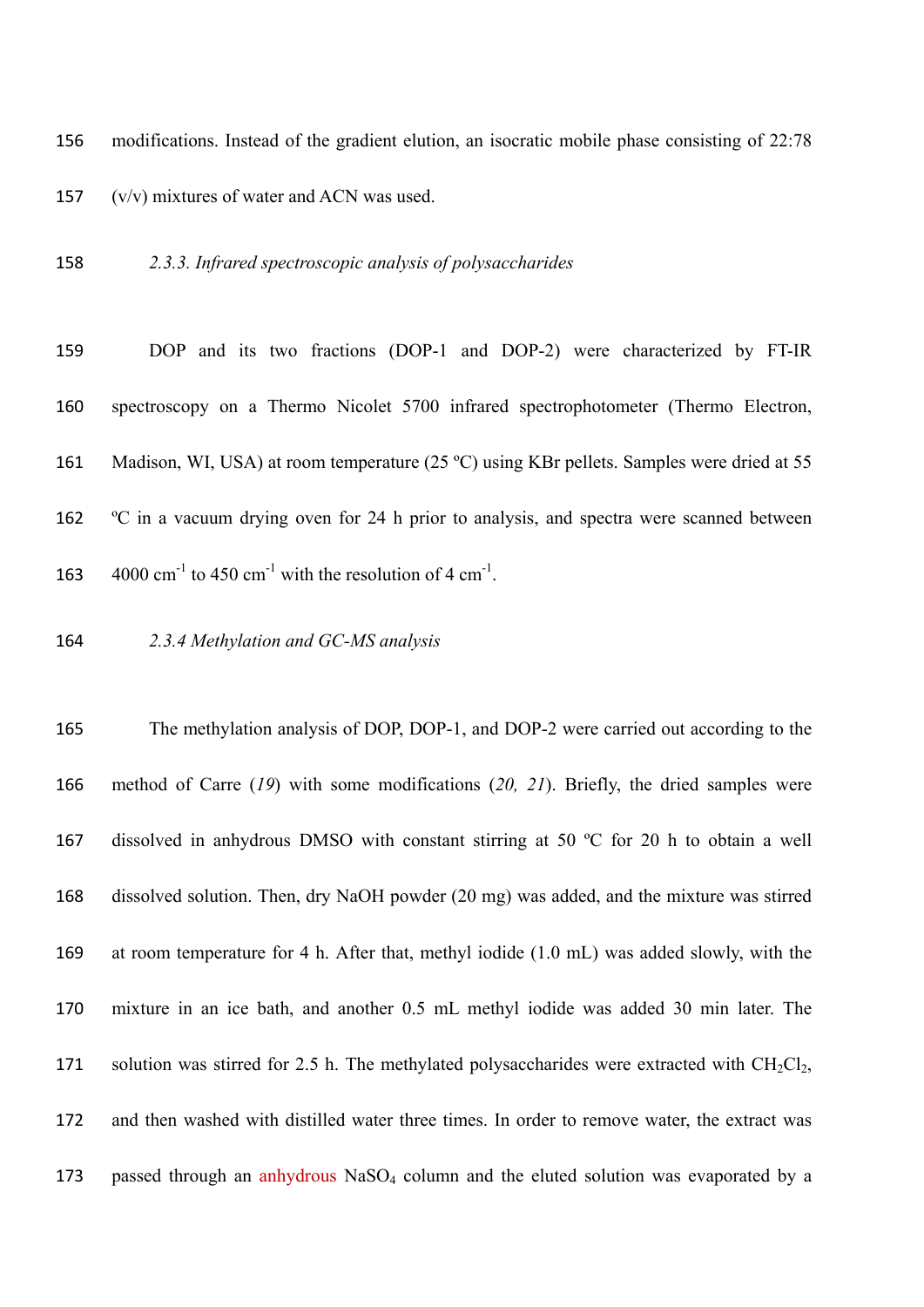modifications. Instead of the gradient elution, an isocratic mobile phase consisting of 22:78 (v/v) mixtures of water and ACN was used.

### *2.3.3. Infrared spectroscopic analysis of polysaccharides*

DOP and its two fractions (DOP-1 and DOP-2) were characterized by FT-IR spectroscopy on a Thermo Nicolet 5700 infrared spectrophotometer (Thermo Electron, Madison, WI, USA) at room temperature (25 ºC) using KBr pellets. Samples were dried at 55 ºC in a vacuum drying oven for 24 h prior to analysis, and spectra were scanned between 4000 $cm^{-1}$ to 450 $cm^{-1}$ with the resolution of 4 $cm^{-1}$.

### *2.3.4 Methylation and GC-MS analysis*

The methylation analysis of DOP, DOP-1, and DOP-2 were carried out according to the method of Carre (*19*) with some modifications (*20, 21*). Briefly, the dried samples were dissolved in anhydrous DMSO with constant stirring at 50 ºC for 20 h to obtain a well dissolved solution. Then, dry NaOH powder (20 mg) was added, and the mixture was stirred at room temperature for 4 h. After that, methyl iodide (1.0 mL) was added slowly, with the mixture in an ice bath, and another 0.5 mL methyl iodide was added 30 min later. The solution was stirred for 2.5 h. The methylated polysaccharides were extracted with $CH_2Cl_2$, and then washed with distilled water three times. In order to remove water, the extract was passed through an anhydrous $NaSO_4$ column and the eluted solution was evaporated by a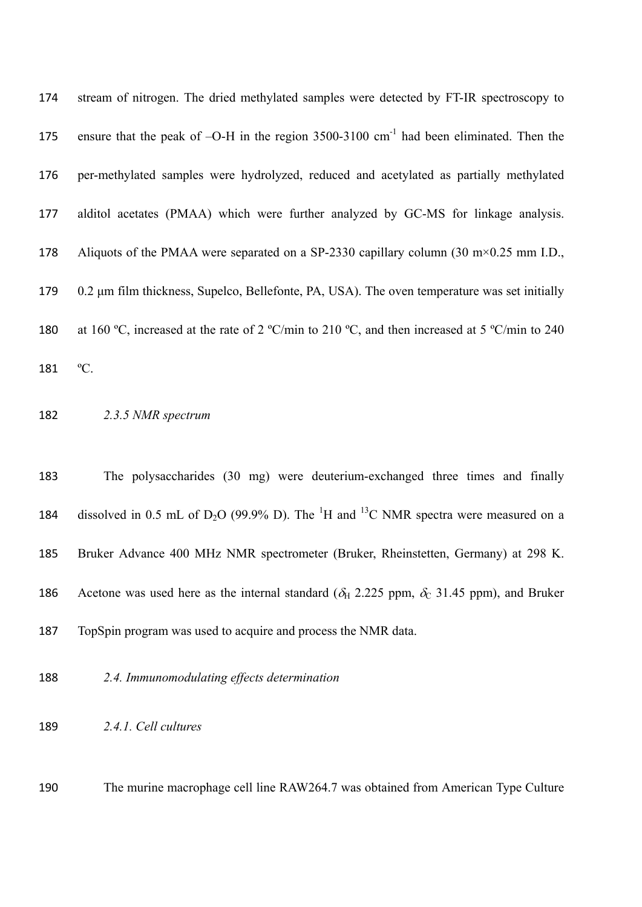stream of nitrogen. The dried methylated samples were detected by FT-IR spectroscopy to ensure that the peak of –O-H in the region 3500-3100 $cm^{-1}$ had been eliminated. Then the per-methylated samples were hydrolyzed, reduced and acetylated as partially methylated alditol acetates (PMAA) which were further analyzed by GC-MS for linkage analysis. Aliquots of the PMAA were separated on a SP-2330 capillary column (30 m×0.25 mm I.D., 0.2 μm film thickness, Supelco, Bellefonte, PA, USA). The oven temperature was set initially at 160 ºC, increased at the rate of 2 ºC/min to 210 ºC, and then increased at 5 ºC/min to 240 ºC.

### *2.3.5 NMR spectrum*

The polysaccharides (30 mg) were deuterium-exchanged three times and finally dissolved in 0.5 mL of $D_2O$ (99.9% D). The $^{1}H$ and $^{13}C$ NMR spectra were measured on a Bruker Advance 400 MHz NMR spectrometer (Bruker, Rheinstetten, Germany) at 298 K. Acetone was used here as the internal standard ($\delta_H$ 2.225 ppm, $\delta_C$ 31.45 ppm), and Bruker TopSpin program was used to acquire and process the NMR data.

## *2.4. Immunomodulating effects determination*

### *2.4.1. Cell cultures*

The murine macrophage cell line RAW264.7 was obtained from American Type Culture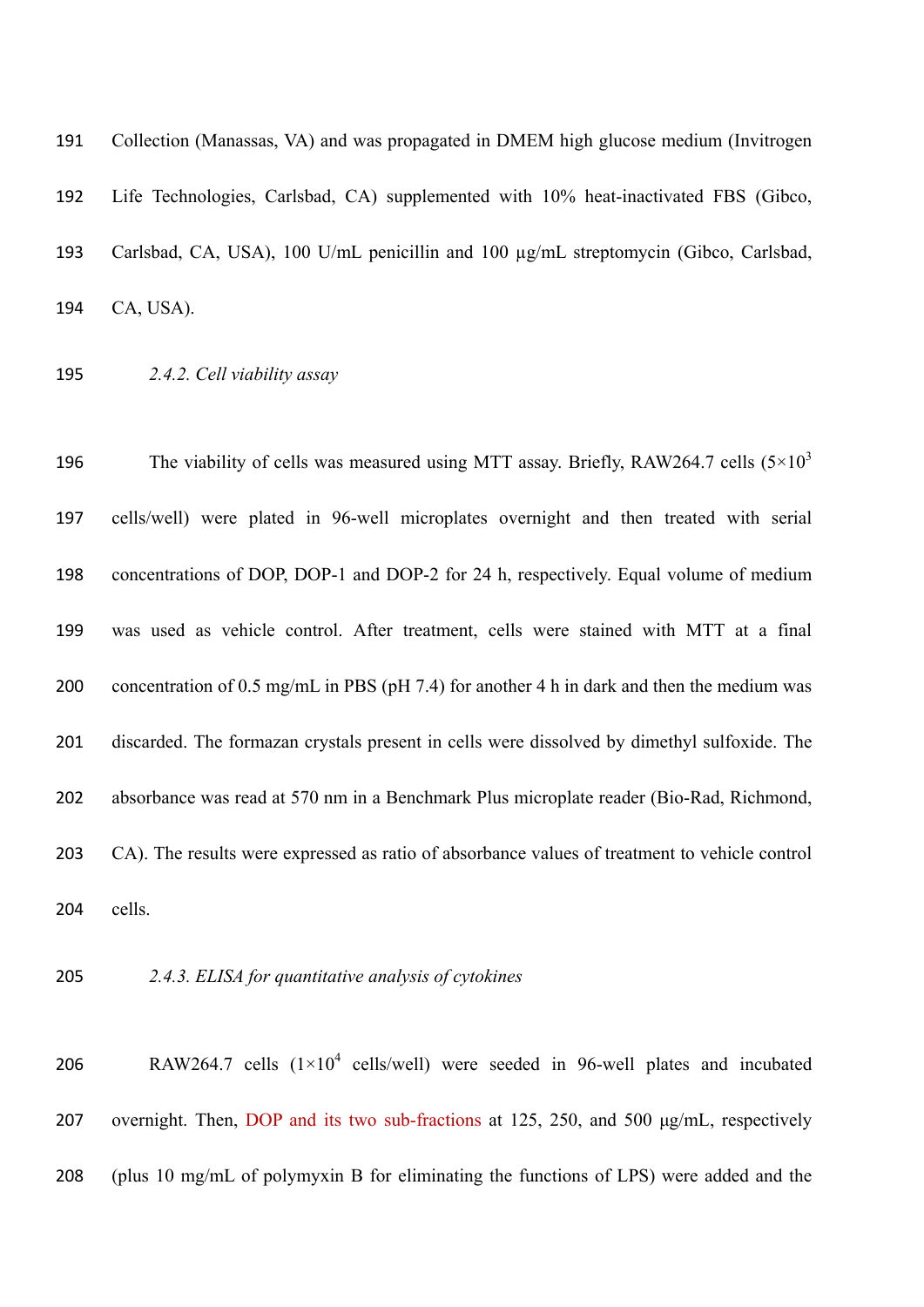Collection (Manassas, VA) and was propagated in DMEM high glucose medium (Invitrogen Life Technologies, Carlsbad, CA) supplemented with 10% heat-inactivated FBS (Gibco, Carlsbad, CA, USA), 100 U/mL penicillin and 100 μg/mL streptomycin (Gibco, Carlsbad, CA, USA).

### *2.4.2. Cell viability assay*

The viability of cells was measured using MTT assay. Briefly, RAW264.7 cells ($5 \times 10^3$ cells/well) were plated in 96-well microplates overnight and then treated with serial concentrations of DOP, DOP-1 and DOP-2 for 24 h, respectively. Equal volume of medium was used as vehicle control. After treatment, cells were stained with MTT at a final concentration of 0.5 mg/mL in PBS (pH 7.4) for another 4 h in dark and then the medium was discarded. The formazan crystals present in cells were dissolved by dimethyl sulfoxide. The absorbance was read at 570 nm in a Benchmark Plus microplate reader (Bio-Rad, Richmond, CA). The results were expressed as ratio of absorbance values of treatment to vehicle control cells.

### *2.4.3. ELISA for quantitative analysis of cytokines*

RAW264.7 cells ($1 \times 10^4$ cells/well) were seeded in 96-well plates and incubated overnight. Then, DOP and its two sub-fractions at 125, 250, and 500 μg/mL, respectively (plus 10 mg/mL of polymyxin B for eliminating the functions of LPS) were added and the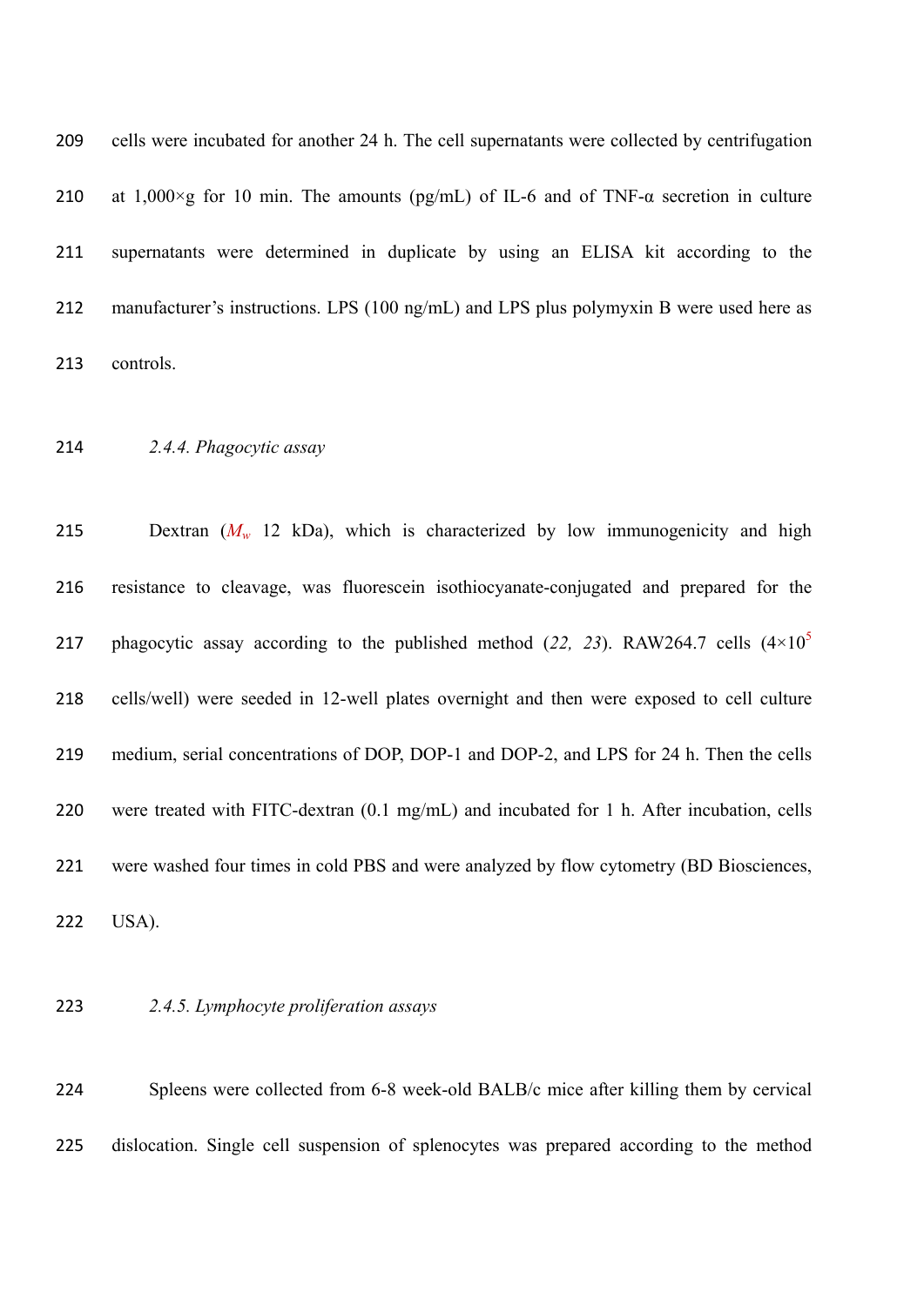cells were incubated for another 24 h. The cell supernatants were collected by centrifugation at 1,000×g for 10 min. The amounts (pg/mL) of IL-6 and of TNF-α secretion in culture supernatants were determined in duplicate by using an ELISA kit according to the manufacturer's instructions. LPS (100 ng/mL) and LPS plus polymyxin B were used here as controls.

### *2.4.4. Phagocytic assay*

Dextran ($M_w$ 12 kDa), which is characterized by low immunogenicity and high resistance to cleavage, was fluorescein isothiocyanate-conjugated and prepared for the phagocytic assay according to the published method (*22, 23*). RAW264.7 cells ($4\times10^5$ cells/well) were seeded in 12-well plates overnight and then were exposed to cell culture medium, serial concentrations of DOP, DOP-1 and DOP-2, and LPS for 24 h. Then the cells were treated with FITC-dextran (0.1 mg/mL) and incubated for 1 h. After incubation, cells were washed four times in cold PBS and were analyzed by flow cytometry (BD Biosciences, USA).

### *2.4.5. Lymphocyte proliferation assays*

Spleens were collected from 6-8 week-old BALB/c mice after killing them by cervical dislocation. Single cell suspension of splenocytes was prepared according to the method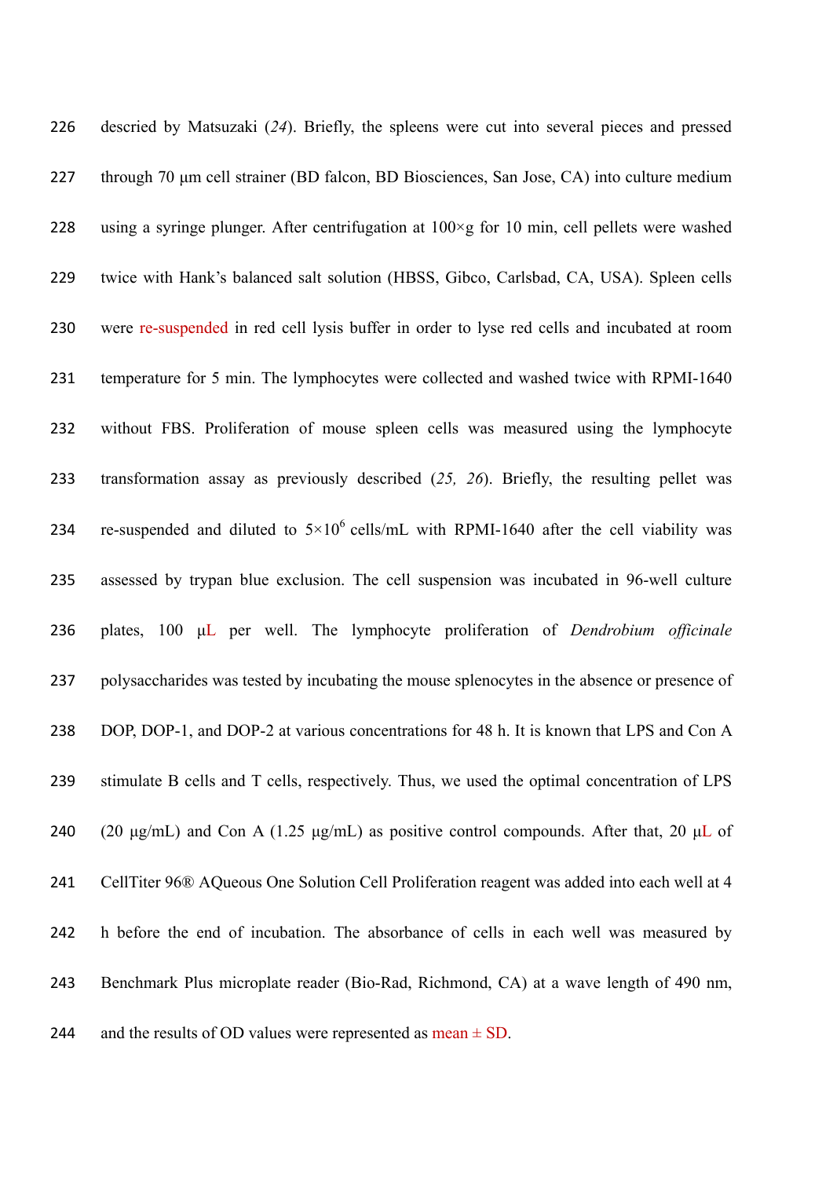descried by Matsuzaki (*24*). Briefly, the spleens were cut into several pieces and pressed through 70 μm cell strainer (BD falcon, BD Biosciences, San Jose, CA) into culture medium using a syringe plunger. After centrifugation at 100×g for 10 min, cell pellets were washed twice with Hank's balanced salt solution (HBSS, Gibco, Carlsbad, CA, USA). Spleen cells were re-suspended in red cell lysis buffer in order to lyse red cells and incubated at room temperature for 5 min. The lymphocytes were collected and washed twice with RPMI-1640 without FBS. Proliferation of mouse spleen cells was measured using the lymphocyte transformation assay as previously described (*25, 26*). Briefly, the resulting pellet was re-suspended and diluted to $5\times10^6$ cells/mL with RPMI-1640 after the cell viability was assessed by trypan blue exclusion. The cell suspension was incubated in 96-well culture plates, 100 μL per well. The lymphocyte proliferation of *Dendrobium officinale* polysaccharides was tested by incubating the mouse splenocytes in the absence or presence of DOP, DOP-1, and DOP-2 at various concentrations for 48 h. It is known that LPS and Con A stimulate B cells and T cells, respectively. Thus, we used the optimal concentration of LPS (20 μg/mL) and Con A (1.25 μg/mL) as positive control compounds. After that, 20 μL of CellTiter 96® AQueous One Solution Cell Proliferation reagent was added into each well at 4 h before the end of incubation. The absorbance of cells in each well was measured by Benchmark Plus microplate reader (Bio-Rad, Richmond, CA) at a wave length of 490 nm, and the results of OD values were represented as mean ± SD.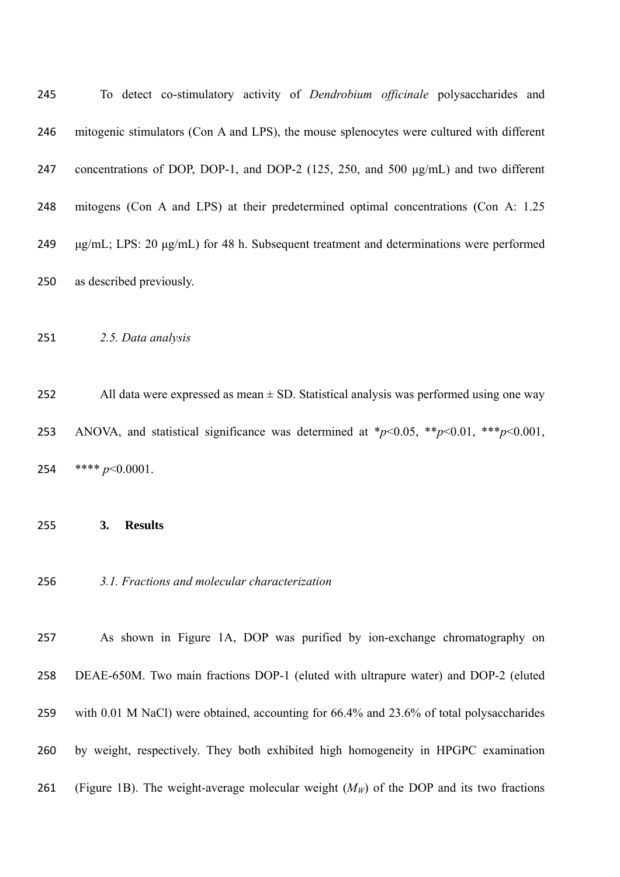To detect co-stimulatory activity of *Dendrobium officinale* polysaccharides and mitogenic stimulators (Con A and LPS), the mouse splenocytes were cultured with different concentrations of DOP, DOP-1, and DOP-2 (125, 250, and 500 μg/mL) and two different mitogens (Con A and LPS) at their predetermined optimal concentrations (Con A: 1.25 μg/mL; LPS: 20 μg/mL) for 48 h. Subsequent treatment and determinations were performed as described previously.

### *2.5. Data analysis*

All data were expressed as mean ± SD. Statistical analysis was performed using one way ANOVA, and statistical significance was determined at *$p$<0.05, **$p$<0.01, ***$p$<0.001, **** $p$<0.0001.

## 3. Results

### *3.1. Fractions and molecular characterization*

As shown in Figure 1A, DOP was purified by ion-exchange chromatography on DEAE-650M. Two main fractions DOP-1 (eluted with ultrapure water) and DOP-2 (eluted with 0.01 M NaCl) were obtained, accounting for 66.4% and 23.6% of total polysaccharides by weight, respectively. They both exhibited high homogeneity in HPGPC examination (Figure 1B). The weight-average molecular weight ($M_W$) of the DOP and its two fractions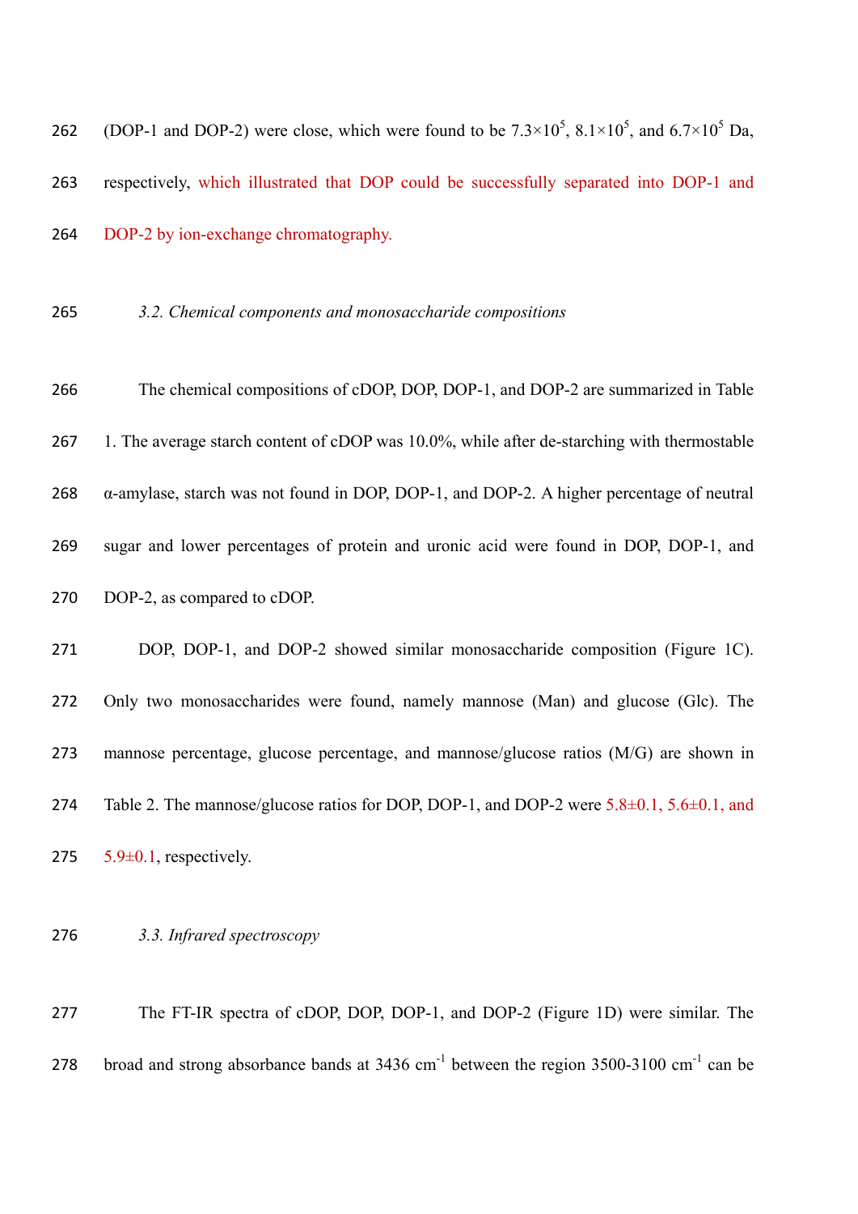(DOP-1 and DOP-2) were close, which were found to be $7.3\times10^5$, $8.1\times10^5$, and $6.7\times10^5$ Da, respectively, which illustrated that DOP could be successfully separated into DOP-1 and DOP-2 by ion-exchange chromatography.

### *3.2. Chemical components and monosaccharide compositions*

The chemical compositions of cDOP, DOP, DOP-1, and DOP-2 are summarized in Table 1. The average starch content of cDOP was 10.0%, while after de-starching with thermostable α-amylase, starch was not found in DOP, DOP-1, and DOP-2. A higher percentage of neutral sugar and lower percentages of protein and uronic acid were found in DOP, DOP-1, and DOP-2, as compared to cDOP.

DOP, DOP-1, and DOP-2 showed similar monosaccharide composition (Figure 1C). Only two monosaccharides were found, namely mannose (Man) and glucose (Glc). The mannose percentage, glucose percentage, and mannose/glucose ratios (M/G) are shown in Table 2. The mannose/glucose ratios for DOP, DOP-1, and DOP-2 were 5.8±0.1, 5.6±0.1, and 5.9±0.1, respectively.

### *3.3. Infrared spectroscopy*

The FT-IR spectra of cDOP, DOP, DOP-1, and DOP-2 (Figure 1D) were similar. The broad and strong absorbance bands at 3436 $cm^{-1}$ between the region 3500-3100 $cm^{-1}$ can be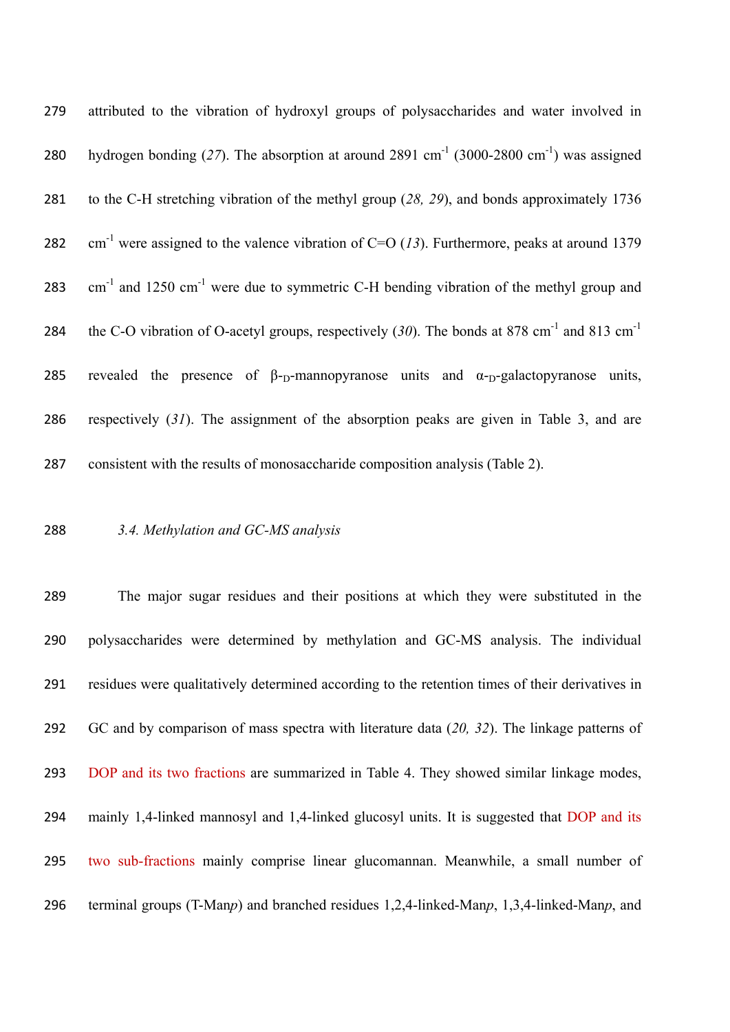attributed to the vibration of hydroxyl groups of polysaccharides and water involved in hydrogen bonding (*27*). The absorption at around 2891 $cm^{-1}$ (3000-2800 $cm^{-1}$) was assigned to the C-H stretching vibration of the methyl group (*28, 29*), and bonds approximately 1736 $cm^{-1}$ were assigned to the valence vibration of C=O (*13*). Furthermore, peaks at around 1379 $cm^{-1}$ and 1250 $cm^{-1}$ were due to symmetric C-H bending vibration of the methyl group and the C-O vibration of O-acetyl groups, respectively (*30*). The bonds at 878 $cm^{-1}$ and 813 $cm^{-1}$ revealed the presence of β-$_D$-mannopyranose units and α-$_D$-galactopyranose units, respectively (*31*). The assignment of the absorption peaks are given in Table 3, and are consistent with the results of monosaccharide composition analysis (Table 2).

### *3.4. Methylation and GC-MS analysis*

The major sugar residues and their positions at which they were substituted in the polysaccharides were determined by methylation and GC-MS analysis. The individual residues were qualitatively determined according to the retention times of their derivatives in GC and by comparison of mass spectra with literature data (*20, 32*). The linkage patterns of DOP and its two fractions are summarized in Table 4. They showed similar linkage modes, mainly 1,4-linked mannosyl and 1,4-linked glucosyl units. It is suggested that DOP and its two sub-fractions mainly comprise linear glucomannan. Meanwhile, a small number of terminal groups (T-Man*p*) and branched residues 1,2,4-linked-Man*p*, 1,3,4-linked-Man*p*, and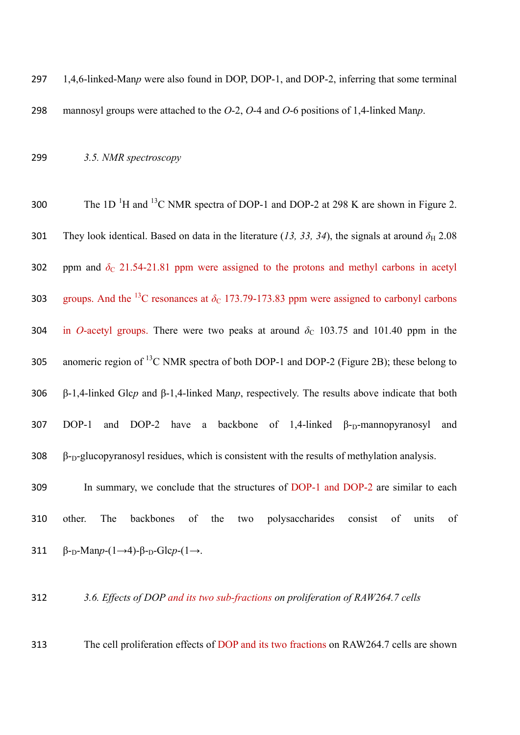1,4,6-linked-Man*p* were also found in DOP, DOP-1, and DOP-2, inferring that some terminal mannosyl groups were attached to the *O*-2, *O*-4 and *O*-6 positions of 1,4-linked Man*p*.

### *3.5. NMR spectroscopy*

The 1D $^1$H and $^{13}$C NMR spectra of DOP-1 and DOP-2 at 298 K are shown in Figure 2. They look identical. Based on data in the literature (*13, 33, 34*), the signals at around $\delta_H$ 2.08 ppm and $\delta_C$ 21.54-21.81 ppm were assigned to the protons and methyl carbons in acetyl groups. And the $^{13}$C resonances at $\delta_C$ 173.79-173.83 ppm were assigned to carbonyl carbons in *O*-acetyl groups. There were two peaks at around $\delta_C$ 103.75 and 101.40 ppm in the anomeric region of $^{13}$C NMR spectra of both DOP-1 and DOP-2 (Figure 2B); these belong to β-1,4-linked Glc*p* and β-1,4-linked Man*p*, respectively. The results above indicate that both DOP-1 and DOP-2 have a backbone of 1,4-linked β-$_D$-mannopyranosyl and β-$_D$-glucopyranosyl residues, which is consistent with the results of methylation analysis.

In summary, we conclude that the structures of DOP-1 and DOP-2 are similar to each other. The backbones of the two polysaccharides consist of units of β-$_D$-Man*p*-(1→4)-β-$_D$-Glc*p*-(1→.

### *3.6. Effects of DOP and its two sub-fractions on proliferation of RAW264.7 cells*

The cell proliferation effects of DOP and its two fractions on RAW264.7 cells are shown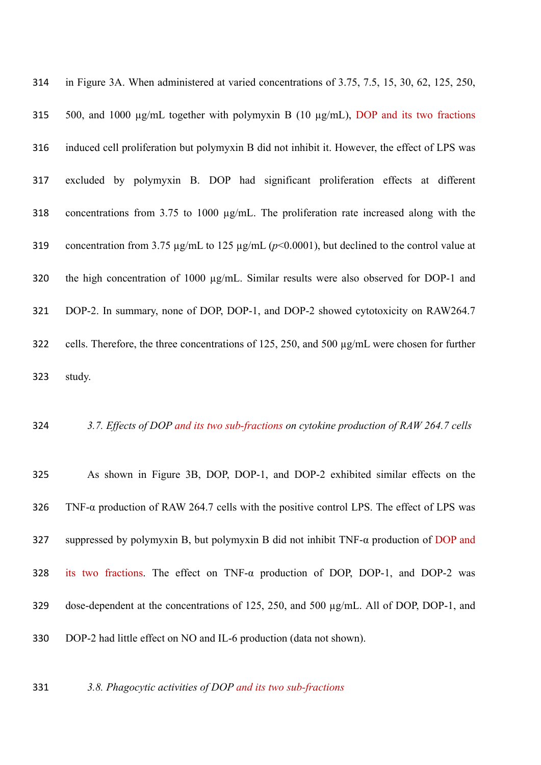in Figure 3A. When administered at varied concentrations of 3.75, 7.5, 15, 30, 62, 125, 250, 500, and 1000 μg/mL together with polymyxin B (10 μg/mL), DOP and its two fractions induced cell proliferation but polymyxin B did not inhibit it. However, the effect of LPS was excluded by polymyxin B. DOP had significant proliferation effects at different concentrations from 3.75 to 1000 μg/mL. The proliferation rate increased along with the concentration from 3.75 μg/mL to 125 μg/mL ($p<0.0001$), but declined to the control value at the high concentration of 1000 μg/mL. Similar results were also observed for DOP-1 and DOP-2. In summary, none of DOP, DOP-1, and DOP-2 showed cytotoxicity on RAW264.7 cells. Therefore, the three concentrations of 125, 250, and 500 μg/mL were chosen for further study.

### *3.7. Effects of DOP and its two sub-fractions on cytokine production of RAW 264.7 cells*

As shown in Figure 3B, DOP, DOP-1, and DOP-2 exhibited similar effects on the TNF-α production of RAW 264.7 cells with the positive control LPS. The effect of LPS was suppressed by polymyxin B, but polymyxin B did not inhibit TNF-α production of DOP and its two fractions. The effect on TNF-α production of DOP, DOP-1, and DOP-2 was dose-dependent at the concentrations of 125, 250, and 500 μg/mL. All of DOP, DOP-1, and DOP-2 had little effect on NO and IL-6 production (data not shown).

### *3.8. Phagocytic activities of DOP and its two sub-fractions*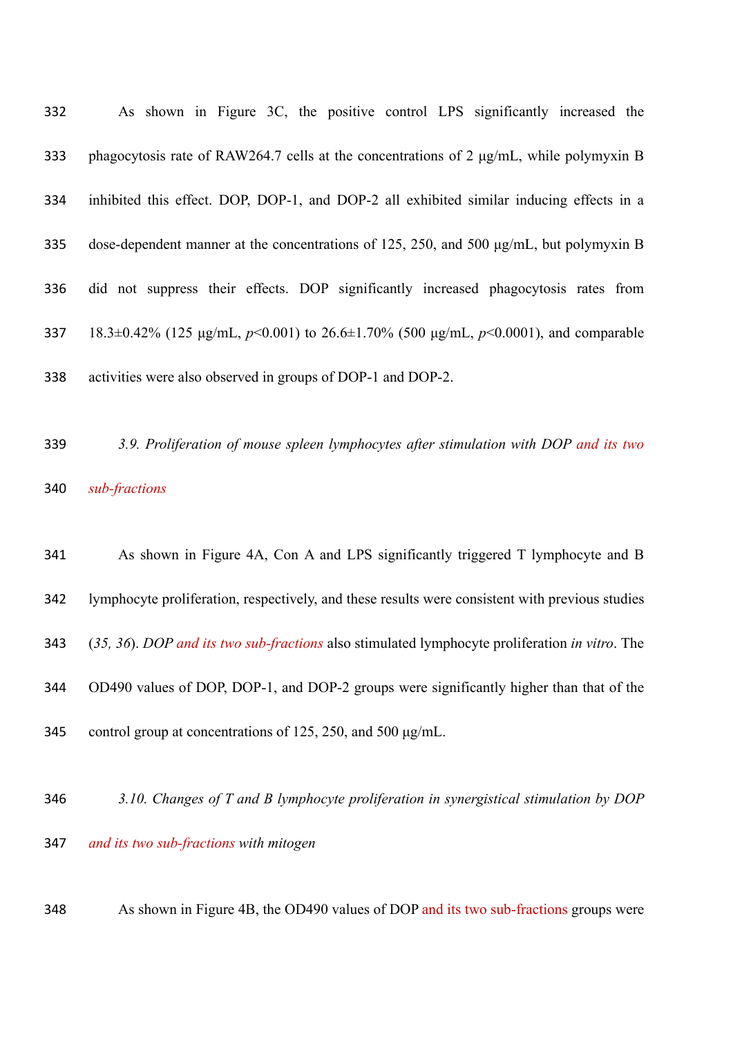As shown in Figure 3C, the positive control LPS significantly increased the phagocytosis rate of RAW264.7 cells at the concentrations of 2 μg/mL, while polymyxin B inhibited this effect. DOP, DOP-1, and DOP-2 all exhibited similar inducing effects in a dose-dependent manner at the concentrations of 125, 250, and 500 μg/mL, but polymyxin B did not suppress their effects. DOP significantly increased phagocytosis rates from 18.3±0.42% (125 μg/mL, *p*<0.001) to 26.6±1.70% (500 μg/mL, *p*<0.0001), and comparable activities were also observed in groups of DOP-1 and DOP-2.

### *3.9. Proliferation of mouse spleen lymphocytes after stimulation with DOP and its two sub-fractions*

As shown in Figure 4A, Con A and LPS significantly triggered T lymphocyte and B lymphocyte proliferation, respectively, and these results were consistent with previous studies (*35, 36*). *DOP and its two sub-fractions* also stimulated lymphocyte proliferation *in vitro*. The OD490 values of DOP, DOP-1, and DOP-2 groups were significantly higher than that of the control group at concentrations of 125, 250, and 500 μg/mL.

### *3.10. Changes of T and B lymphocyte proliferation in synergistical stimulation by DOP and its two sub-fractions with mitogen*

As shown in Figure 4B, the OD490 values of DOP and its two sub-fractions groups were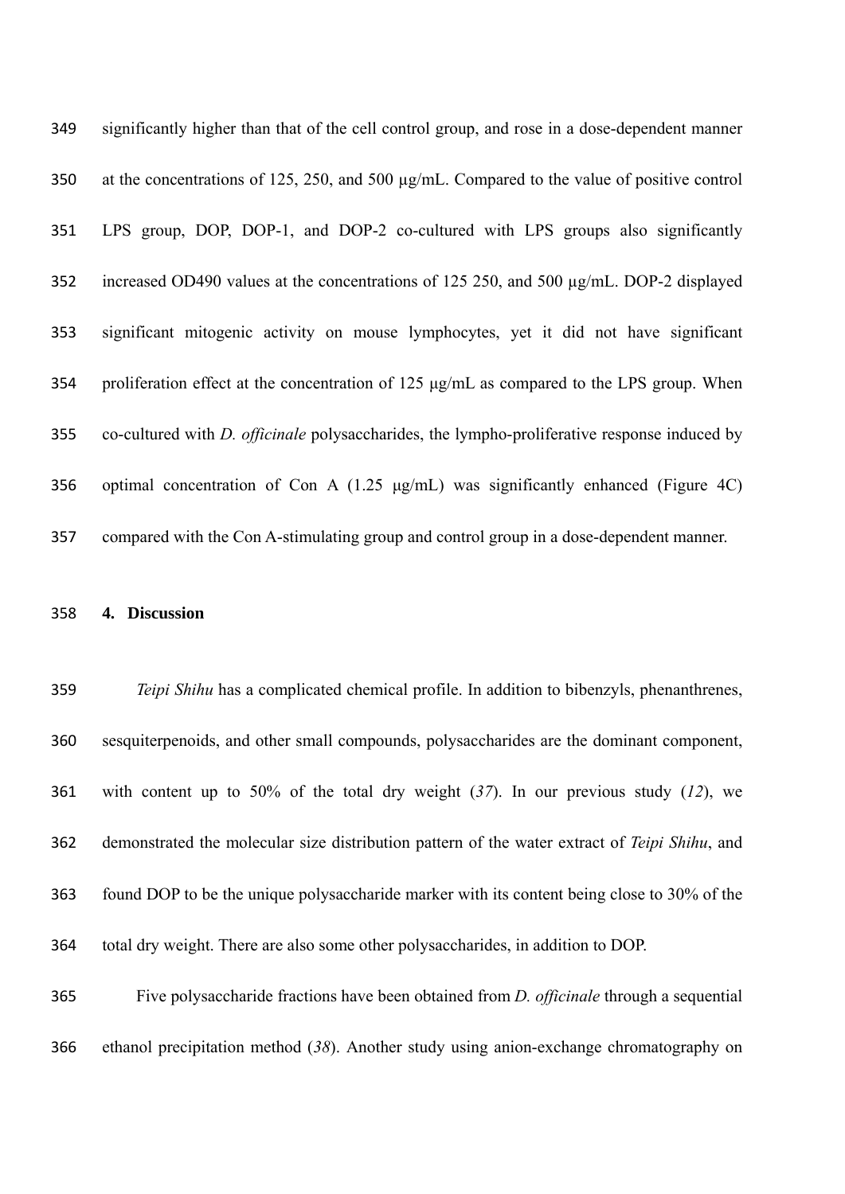significantly higher than that of the cell control group, and rose in a dose-dependent manner at the concentrations of 125, 250, and 500 μg/mL. Compared to the value of positive control LPS group, DOP, DOP-1, and DOP-2 co-cultured with LPS groups also significantly increased OD490 values at the concentrations of 125 250, and 500 μg/mL. DOP-2 displayed significant mitogenic activity on mouse lymphocytes, yet it did not have significant proliferation effect at the concentration of 125 μg/mL as compared to the LPS group. When co-cultured with *D. officinale* polysaccharides, the lympho-proliferative response induced by optimal concentration of Con A (1.25 μg/mL) was significantly enhanced (Figure 4C) compared with the Con A-stimulating group and control group in a dose-dependent manner.

## 4. Discussion

*Teipi Shihu* has a complicated chemical profile. In addition to bibenzyls, phenanthrenes, sesquiterpenoids, and other small compounds, polysaccharides are the dominant component, with content up to 50% of the total dry weight (*37*). In our previous study (*12*), we demonstrated the molecular size distribution pattern of the water extract of *Teipi Shihu*, and found DOP to be the unique polysaccharide marker with its content being close to 30% of the total dry weight. There are also some other polysaccharides, in addition to DOP.

Five polysaccharide fractions have been obtained from *D. officinale* through a sequential ethanol precipitation method (*38*). Another study using anion-exchange chromatography on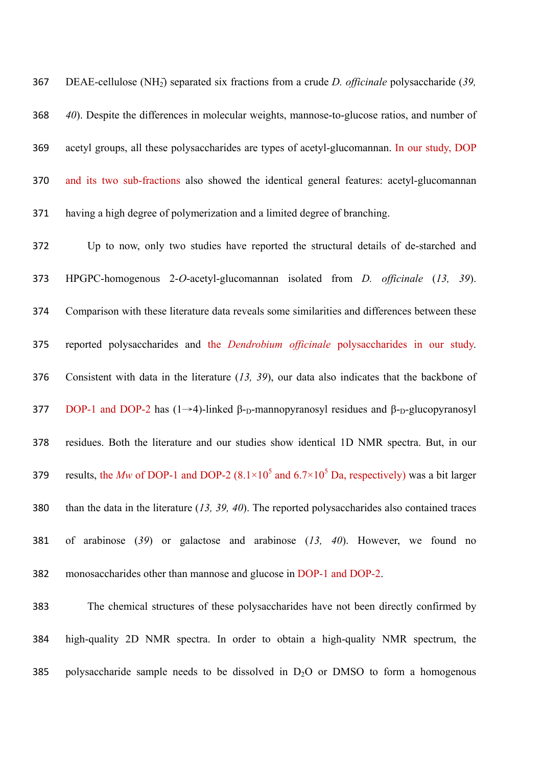DEAE-cellulose ($NH_2$) separated six fractions from a crude *D. officinale* polysaccharide (*39, 40*). Despite the differences in molecular weights, mannose-to-glucose ratios, and number of acetyl groups, all these polysaccharides are types of acetyl-glucomannan. In our study, DOP and its two sub-fractions also showed the identical general features: acetyl-glucomannan having a high degree of polymerization and a limited degree of branching.

Up to now, only two studies have reported the structural details of de-starched and HPGPC-homogenous 2-*O*-acetyl-glucomannan isolated from *D. officinale* (*13, 39*). Comparison with these literature data reveals some similarities and differences between these reported polysaccharides and the *Dendrobium officinale* polysaccharides in our study. Consistent with data in the literature (*13, 39*), our data also indicates that the backbone of DOP-1 and DOP-2 has (1→4)-linked β-D-mannopyranosyl residues and β-D-glucopyranosyl residues. Both the literature and our studies show identical 1D NMR spectra. But, in our results, the *Mw* of DOP-1 and DOP-2 ($8.1 \times 10^5$ and $6.7 \times 10^5$ Da, respectively) was a bit larger than the data in the literature (*13, 39, 40*). The reported polysaccharides also contained traces of arabinose (*39*) or galactose and arabinose (*13, 40*). However, we found no monosaccharides other than mannose and glucose in DOP-1 and DOP-2.

The chemical structures of these polysaccharides have not been directly confirmed by high-quality 2D NMR spectra. In order to obtain a high-quality NMR spectrum, the polysaccharide sample needs to be dissolved in $D_2O$ or DMSO to form a homogenous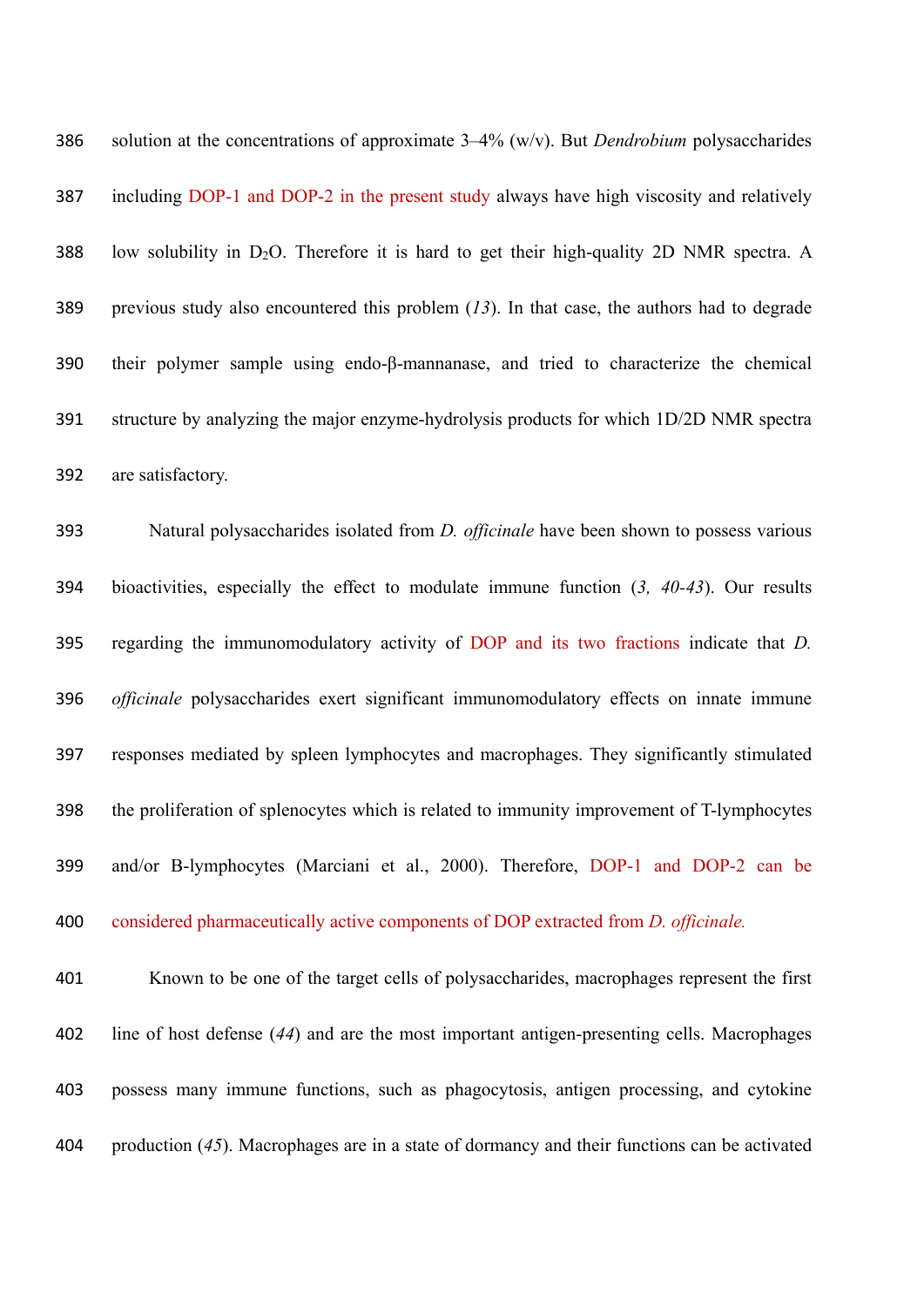solution at the concentrations of approximate 3–4% (w/v). But *Dendrobium* polysaccharides including DOP-1 and DOP-2 in the present study always have high viscosity and relatively low solubility in $D_2O$. Therefore it is hard to get their high-quality 2D NMR spectra. A previous study also encountered this problem (*13*). In that case, the authors had to degrade their polymer sample using endo-β-mannanase, and tried to characterize the chemical structure by analyzing the major enzyme-hydrolysis products for which 1D/2D NMR spectra are satisfactory.

Natural polysaccharides isolated from *D. officinale* have been shown to possess various bioactivities, especially the effect to modulate immune function (*3, 40-43*). Our results regarding the immunomodulatory activity of DOP and its two fractions indicate that *D. officinale* polysaccharides exert significant immunomodulatory effects on innate immune responses mediated by spleen lymphocytes and macrophages. They significantly stimulated the proliferation of splenocytes which is related to immunity improvement of T-lymphocytes and/or B-lymphocytes (Marciani et al., 2000). Therefore, DOP-1 and DOP-2 can be considered pharmaceutically active components of DOP extracted from *D. officinale.*

Known to be one of the target cells of polysaccharides, macrophages represent the first line of host defense (*44*) and are the most important antigen-presenting cells. Macrophages possess many immune functions, such as phagocytosis, antigen processing, and cytokine production (*45*). Macrophages are in a state of dormancy and their functions can be activated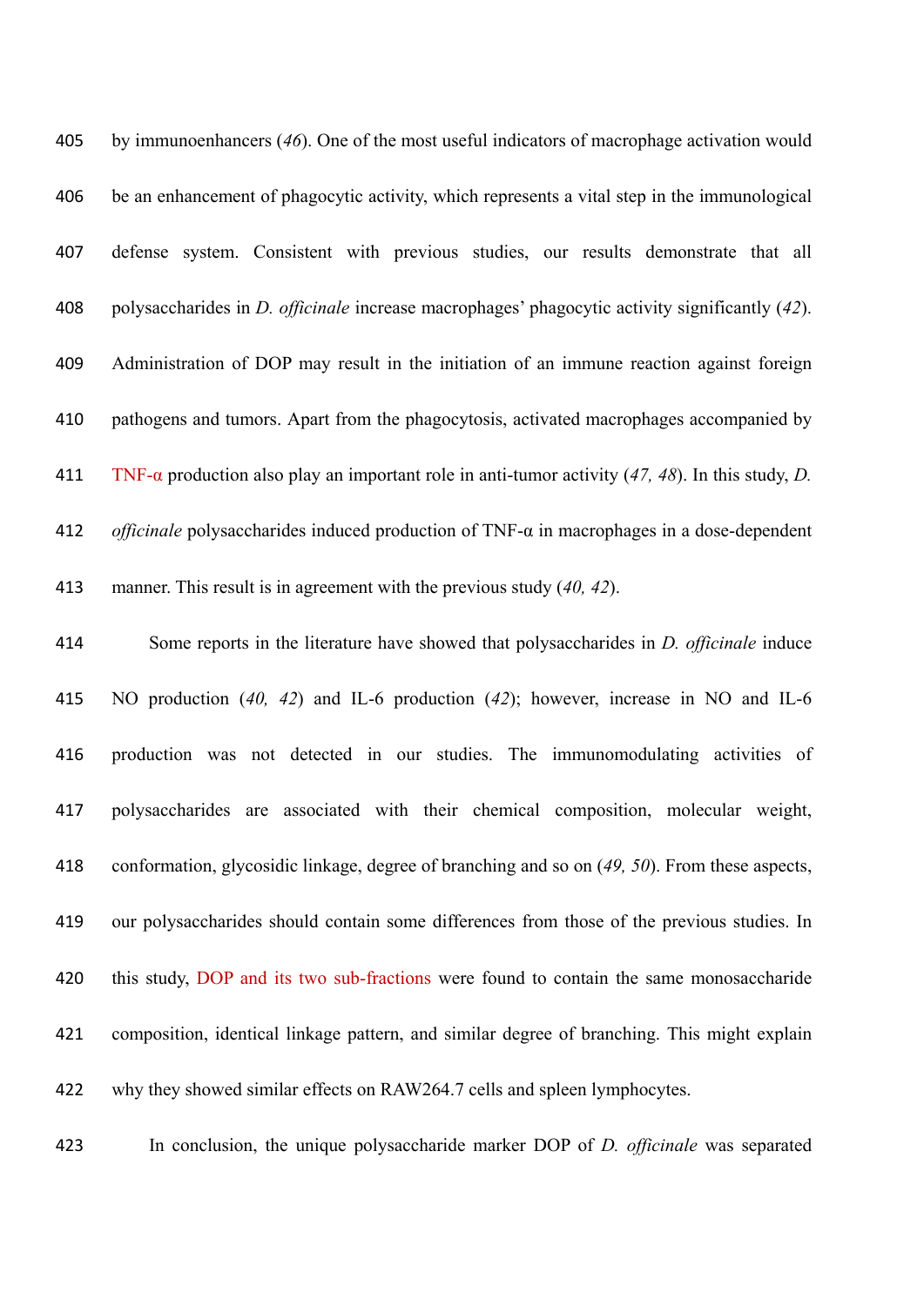by immunoenhancers (*46*). One of the most useful indicators of macrophage activation would be an enhancement of phagocytic activity, which represents a vital step in the immunological defense system. Consistent with previous studies, our results demonstrate that all polysaccharides in *D. officinale* increase macrophages' phagocytic activity significantly (*42*). Administration of DOP may result in the initiation of an immune reaction against foreign pathogens and tumors. Apart from the phagocytosis, activated macrophages accompanied by TNF-α production also play an important role in anti-tumor activity (*47, 48*). In this study, *D. officinale* polysaccharides induced production of TNF-α in macrophages in a dose-dependent manner. This result is in agreement with the previous study (*40, 42*).

Some reports in the literature have showed that polysaccharides in *D. officinale* induce NO production (*40, 42*) and IL-6 production (*42*); however, increase in NO and IL-6 production was not detected in our studies. The immunomodulating activities of polysaccharides are associated with their chemical composition, molecular weight, conformation, glycosidic linkage, degree of branching and so on (*49, 50*). From these aspects, our polysaccharides should contain some differences from those of the previous studies. In this study, DOP and its two sub-fractions were found to contain the same monosaccharide composition, identical linkage pattern, and similar degree of branching. This might explain why they showed similar effects on RAW264.7 cells and spleen lymphocytes.

In conclusion, the unique polysaccharide marker DOP of *D. officinale* was separated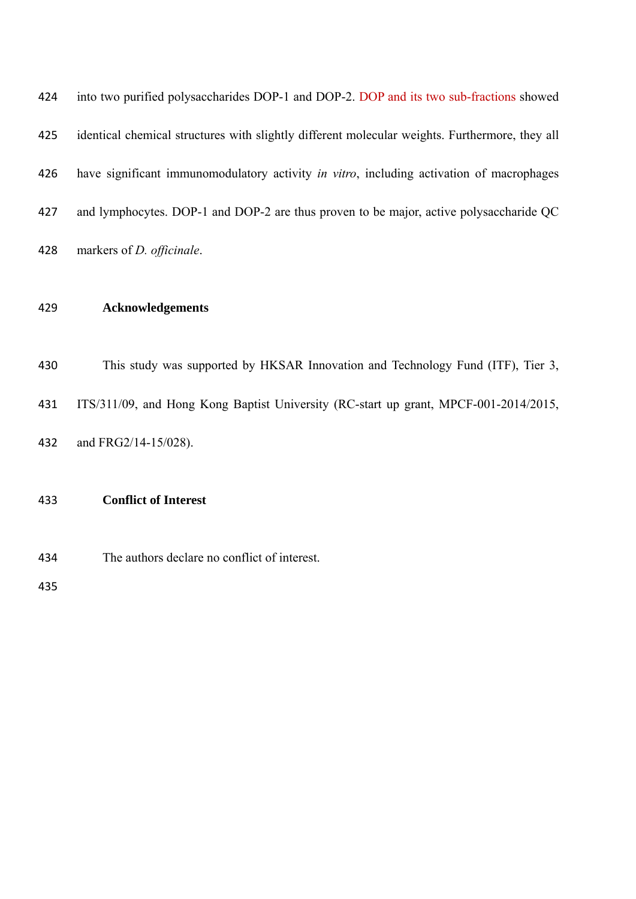into two purified polysaccharides DOP-1 and DOP-2. DOP and its two sub-fractions showed identical chemical structures with slightly different molecular weights. Furthermore, they all have significant immunomodulatory activity *in vitro*, including activation of macrophages and lymphocytes. DOP-1 and DOP-2 are thus proven to be major, active polysaccharide QC markers of *D. officinale*.

## Acknowledgements

This study was supported by HKSAR Innovation and Technology Fund (ITF), Tier 3, ITS/311/09, and Hong Kong Baptist University (RC-start up grant, MPCF-001-2014/2015, and FRG2/14-15/028).

## Conflict of Interest

The authors declare no conflict of interest.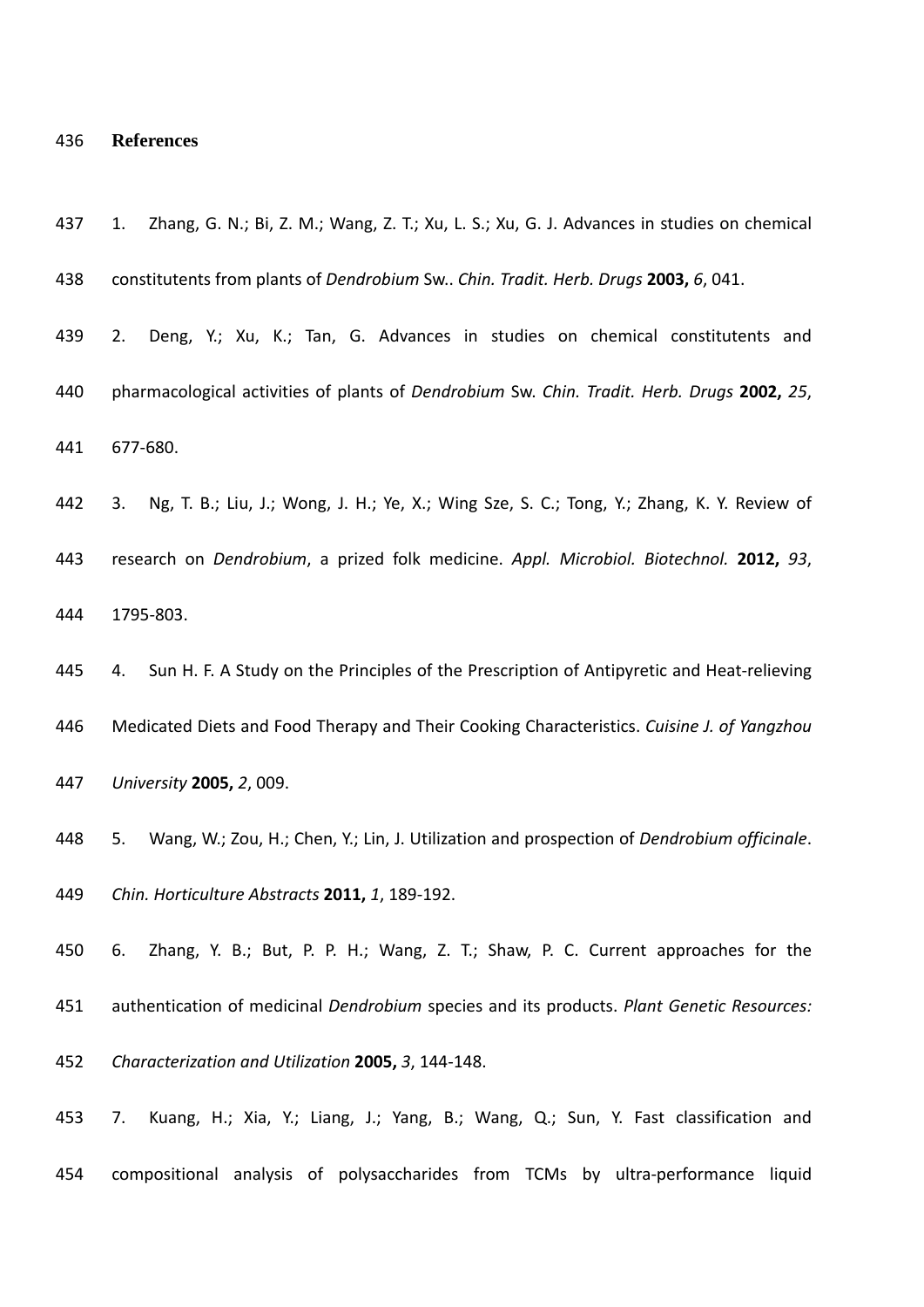# References

1. Zhang, G. N.; Bi, Z. M.; Wang, Z. T.; Xu, L. S.; Xu, G. J. Advances in studies on chemical constitutents from plants of *Dendrobium* Sw.. *Chin. Tradit. Herb. Drugs* **2003,** *6*, 041.

2. Deng, Y.; Xu, K.; Tan, G. Advances in studies on chemical constitutents and pharmacological activities of plants of *Dendrobium* Sw. *Chin. Tradit. Herb. Drugs* **2002,** *25*, 677-680.

3. Ng, T. B.; Liu, J.; Wong, J. H.; Ye, X.; Wing Sze, S. C.; Tong, Y.; Zhang, K. Y. Review of research on *Dendrobium*, a prized folk medicine. *Appl. Microbiol. Biotechnol.* **2012,** *93*, 1795-803.

4. Sun H. F. A Study on the Principles of the Prescription of Antipyretic and Heat-relieving Medicated Diets and Food Therapy and Their Cooking Characteristics. *Cuisine J. of Yangzhou University* **2005,** *2*, 009.

5. Wang, W.; Zou, H.; Chen, Y.; Lin, J. Utilization and prospection of *Dendrobium officinale*. *Chin. Horticulture Abstracts* **2011,** *1*, 189-192.

6. Zhang, Y. B.; But, P. P. H.; Wang, Z. T.; Shaw, P. C. Current approaches for the authentication of medicinal *Dendrobium* species and its products. *Plant Genetic Resources: Characterization and Utilization* **2005,** *3*, 144-148.

7. Kuang, H.; Xia, Y.; Liang, J.; Yang, B.; Wang, Q.; Sun, Y. Fast classification and compositional analysis of polysaccharides from TCMs by ultra-performance liquid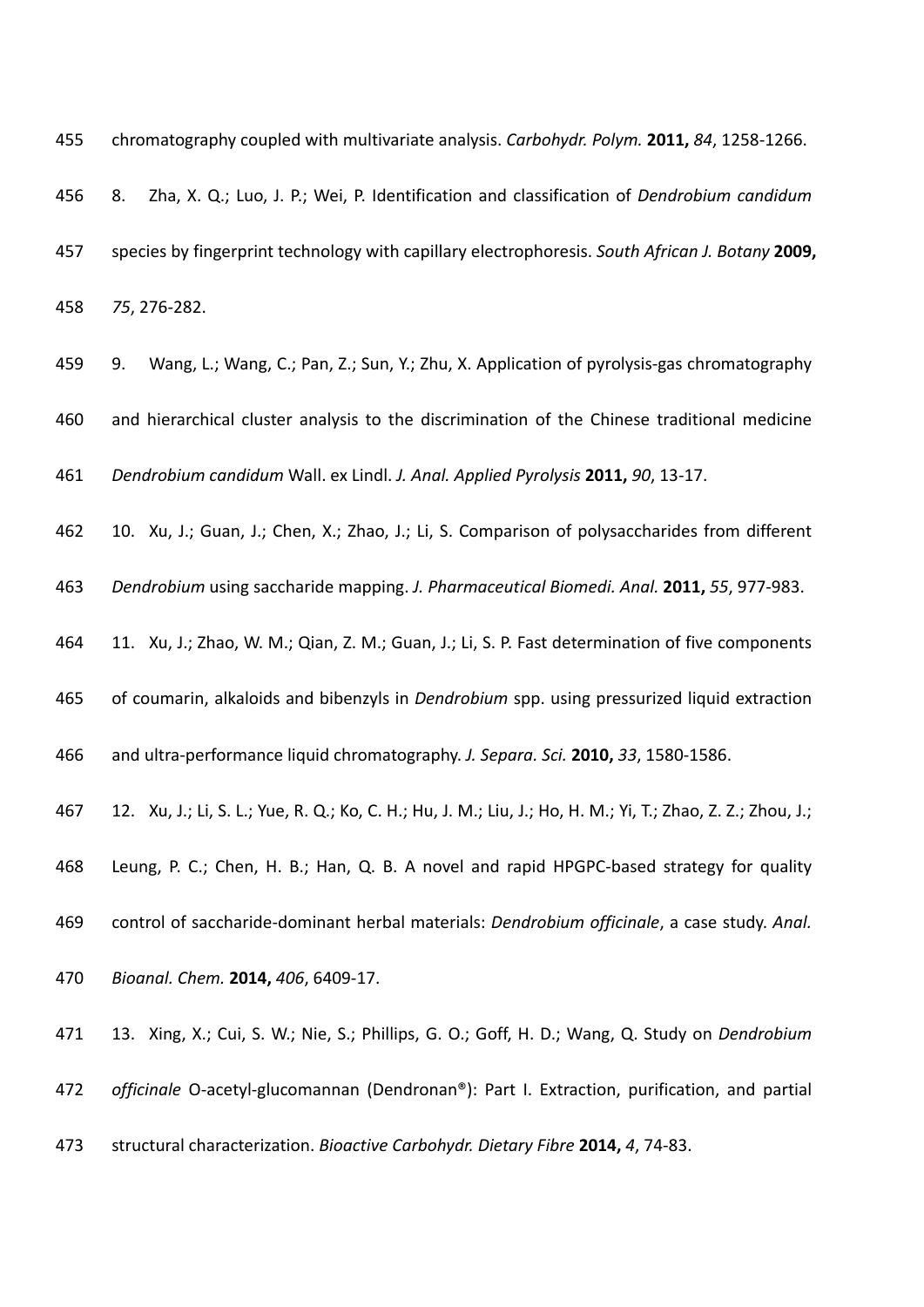chromatography coupled with multivariate analysis. *Carbohydr. Polym.* **2011,** *84*, 1258-1266.

8. Zha, X. Q.; Luo, J. P.; Wei, P. Identification and classification of *Dendrobium candidum* species by fingerprint technology with capillary electrophoresis. *South African J. Botany* **2009,** *75*, 276-282.

9. Wang, L.; Wang, C.; Pan, Z.; Sun, Y.; Zhu, X. Application of pyrolysis-gas chromatography and hierarchical cluster analysis to the discrimination of the Chinese traditional medicine *Dendrobium candidum* Wall. ex Lindl. *J. Anal. Applied Pyrolysis* **2011,** *90*, 13-17.

10. Xu, J.; Guan, J.; Chen, X.; Zhao, J.; Li, S. Comparison of polysaccharides from different *Dendrobium* using saccharide mapping. *J. Pharmaceutical Biomedi. Anal.* **2011,** *55*, 977-983.

11. Xu, J.; Zhao, W. M.; Qian, Z. M.; Guan, J.; Li, S. P. Fast determination of five components of coumarin, alkaloids and bibenzyls in *Dendrobium* spp. using pressurized liquid extraction and ultra-performance liquid chromatography. *J. Separa. Sci.* **2010,** *33*, 1580-1586.

12. Xu, J.; Li, S. L.; Yue, R. Q.; Ko, C. H.; Hu, J. M.; Liu, J.; Ho, H. M.; Yi, T.; Zhao, Z. Z.; Zhou, J.; Leung, P. C.; Chen, H. B.; Han, Q. B. A novel and rapid HPGPC-based strategy for quality control of saccharide-dominant herbal materials: *Dendrobium officinale*, a case study. *Anal. Bioanal. Chem.* **2014,** *406*, 6409-17.

13. Xing, X.; Cui, S. W.; Nie, S.; Phillips, G. O.; Goff, H. D.; Wang, Q. Study on *Dendrobium officinale* O-acetyl-glucomannan (Dendronan®): Part I. Extraction, purification, and partial structural characterization. *Bioactive Carbohydr. Dietary Fibre* **2014,** *4*, 74-83.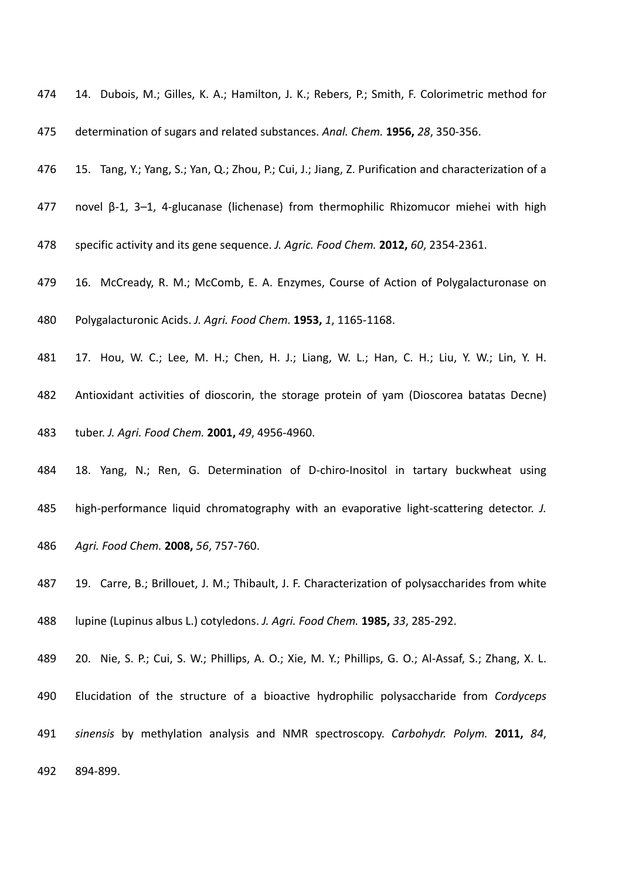14. Dubois, M.; Gilles, K. A.; Hamilton, J. K.; Rebers, P.; Smith, F. Colorimetric method for determination of sugars and related substances. *Anal. Chem.* **1956,** *28*, 350-356.

15. Tang, Y.; Yang, S.; Yan, Q.; Zhou, P.; Cui, J.; Jiang, Z. Purification and characterization of a novel β-1, 3–1, 4-glucanase (lichenase) from thermophilic Rhizomucor miehei with high specific activity and its gene sequence. *J. Agric. Food Chem.* **2012,** *60*, 2354-2361.

16. McCready, R. M.; McComb, E. A. Enzymes, Course of Action of Polygalacturonase on Polygalacturonic Acids. *J. Agri. Food Chem.* **1953,** *1*, 1165-1168.

17. Hou, W. C.; Lee, M. H.; Chen, H. J.; Liang, W. L.; Han, C. H.; Liu, Y. W.; Lin, Y. H. Antioxidant activities of dioscorin, the storage protein of yam (Dioscorea batatas Decne) tuber. *J. Agri. Food Chem.* **2001,** *49*, 4956-4960.

18. Yang, N.; Ren, G. Determination of D-chiro-Inositol in tartary buckwheat using high-performance liquid chromatography with an evaporative light-scattering detector. *J. Agri. Food Chem.* **2008,** *56*, 757-760.

19. Carre, B.; Brillouet, J. M.; Thibault, J. F. Characterization of polysaccharides from white lupine (Lupinus albus L.) cotyledons. *J. Agri. Food Chem.* **1985,** *33*, 285-292.

20. Nie, S. P.; Cui, S. W.; Phillips, A. O.; Xie, M. Y.; Phillips, G. O.; Al-Assaf, S.; Zhang, X. L. Elucidation of the structure of a bioactive hydrophilic polysaccharide from *Cordyceps sinensis* by methylation analysis and NMR spectroscopy. *Carbohydr. Polym.* **2011,** *84*, 894-899.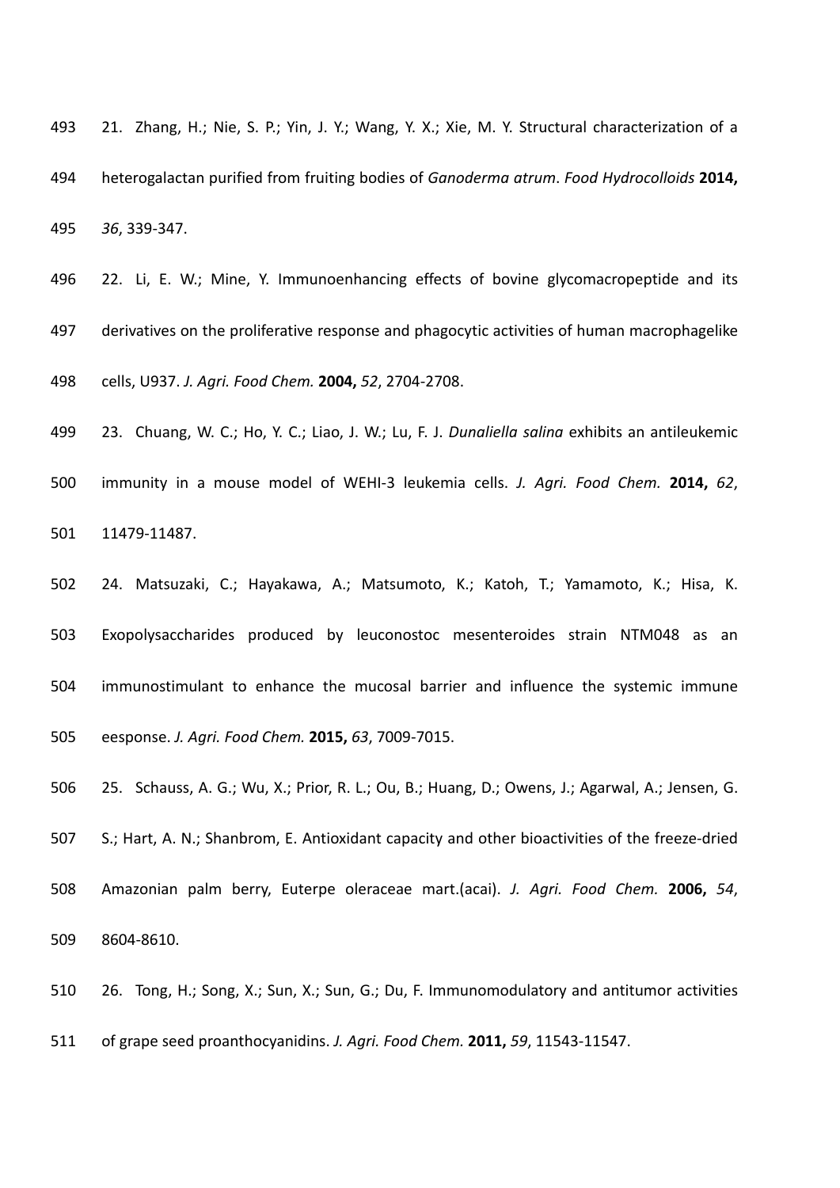21. Zhang, H.; Nie, S. P.; Yin, J. Y.; Wang, Y. X.; Xie, M. Y. Structural characterization of a heterogalactan purified from fruiting bodies of *Ganoderma atrum*. *Food Hydrocolloids* **2014,** *36*, 339-347.

22. Li, E. W.; Mine, Y. Immunoenhancing effects of bovine glycomacropeptide and its derivatives on the proliferative response and phagocytic activities of human macrophagelike cells, U937. *J. Agri. Food Chem.* **2004,** *52*, 2704-2708.

23. Chuang, W. C.; Ho, Y. C.; Liao, J. W.; Lu, F. J. *Dunaliella salina* exhibits an antileukemic immunity in a mouse model of WEHI-3 leukemia cells. *J. Agri. Food Chem.* **2014,** *62*, 11479-11487.

24. Matsuzaki, C.; Hayakawa, A.; Matsumoto, K.; Katoh, T.; Yamamoto, K.; Hisa, K. Exopolysaccharides produced by leuconostoc mesenteroides strain NTM048 as an immunostimulant to enhance the mucosal barrier and influence the systemic immune eesponse. *J. Agri. Food Chem.* **2015,** *63*, 7009-7015.

25. Schauss, A. G.; Wu, X.; Prior, R. L.; Ou, B.; Huang, D.; Owens, J.; Agarwal, A.; Jensen, G. S.; Hart, A. N.; Shanbrom, E. Antioxidant capacity and other bioactivities of the freeze-dried Amazonian palm berry, Euterpe oleraceae mart.(acai). *J. Agri. Food Chem.* **2006,** *54*, 8604-8610.

26. Tong, H.; Song, X.; Sun, X.; Sun, G.; Du, F. Immunomodulatory and antitumor activities of grape seed proanthocyanidins. *J. Agri. Food Chem.* **2011,** *59*, 11543-11547.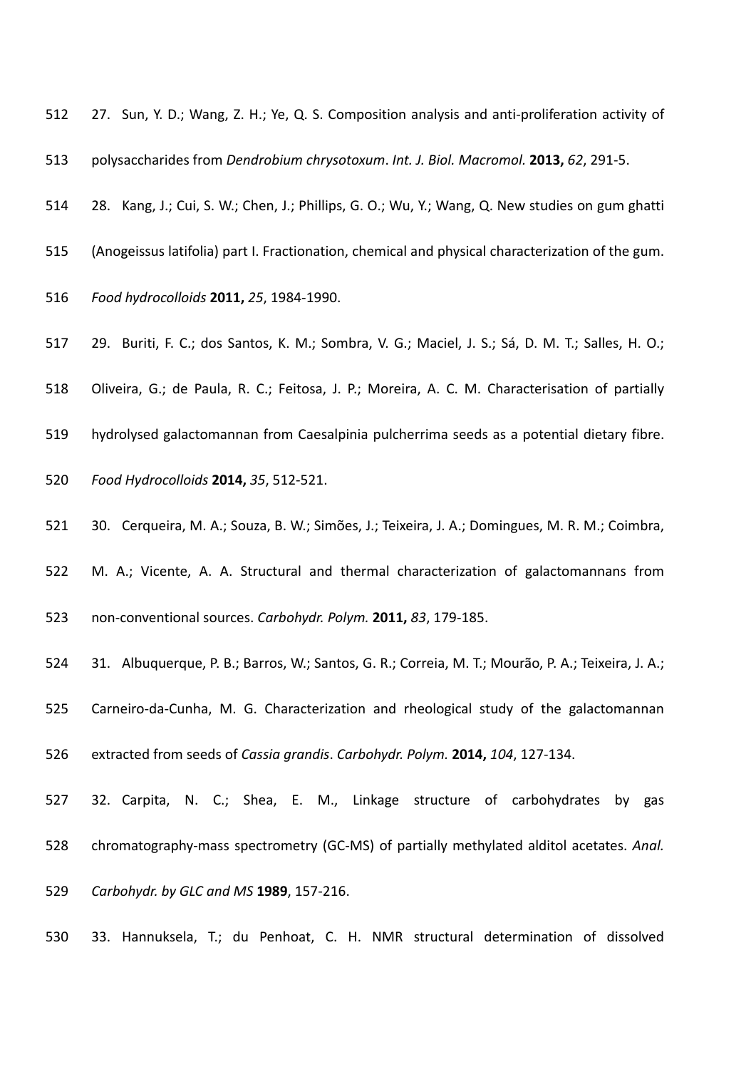27. Sun, Y. D.; Wang, Z. H.; Ye, Q. S. Composition analysis and anti-proliferation activity of polysaccharides from *Dendrobium chrysotoxum*. *Int. J. Biol. Macromol.* **2013,** *62*, 291-5.

28. Kang, J.; Cui, S. W.; Chen, J.; Phillips, G. O.; Wu, Y.; Wang, Q. New studies on gum ghatti (Anogeissus latifolia) part I. Fractionation, chemical and physical characterization of the gum. *Food hydrocolloids* **2011,** *25*, 1984-1990.

29. Buriti, F. C.; dos Santos, K. M.; Sombra, V. G.; Maciel, J. S.; Sá, D. M. T.; Salles, H. O.; Oliveira, G.; de Paula, R. C.; Feitosa, J. P.; Moreira, A. C. M. Characterisation of partially hydrolysed galactomannan from Caesalpinia pulcherrima seeds as a potential dietary fibre. *Food Hydrocolloids* **2014,** *35*, 512-521.

30. Cerqueira, M. A.; Souza, B. W.; Simões, J.; Teixeira, J. A.; Domingues, M. R. M.; Coimbra, M. A.; Vicente, A. A. Structural and thermal characterization of galactomannans from non-conventional sources. *Carbohydr. Polym.* **2011,** *83*, 179-185.

31. Albuquerque, P. B.; Barros, W.; Santos, G. R.; Correia, M. T.; Mourão, P. A.; Teixeira, J. A.; Carneiro-da-Cunha, M. G. Characterization and rheological study of the galactomannan extracted from seeds of *Cassia grandis*. *Carbohydr. Polym.* **2014,** *104*, 127-134.

32. Carpita, N. C.; Shea, E. M., Linkage structure of carbohydrates by gas chromatography-mass spectrometry (GC-MS) of partially methylated alditol acetates. *Anal. Carbohydr. by GLC and MS* **1989**, 157-216.

33. Hannuksela, T.; du Penhoat, C. H. NMR structural determination of dissolved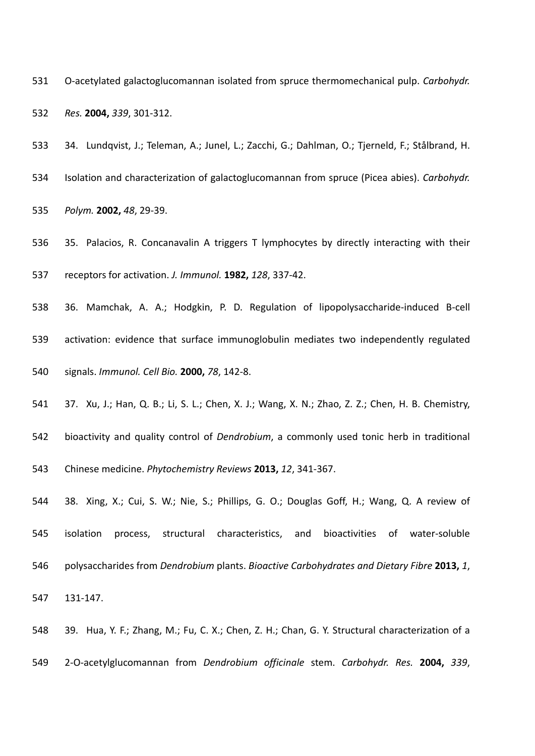O-acetylated galactoglucomannan isolated from spruce thermomechanical pulp. *Carbohydr. Res.* **2004,** *339*, 301-312.

34. Lundqvist, J.; Teleman, A.; Junel, L.; Zacchi, G.; Dahlman, O.; Tjerneld, F.; Stålbrand, H. Isolation and characterization of galactoglucomannan from spruce (Picea abies). *Carbohydr. Polym.* **2002,** *48*, 29-39.

35. Palacios, R. Concanavalin A triggers T lymphocytes by directly interacting with their receptors for activation. *J. Immunol.* **1982,** *128*, 337-42.

36. Mamchak, A. A.; Hodgkin, P. D. Regulation of lipopolysaccharide-induced B-cell activation: evidence that surface immunoglobulin mediates two independently regulated signals. *Immunol. Cell Bio.* **2000,** *78*, 142-8.

37. Xu, J.; Han, Q. B.; Li, S. L.; Chen, X. J.; Wang, X. N.; Zhao, Z. Z.; Chen, H. B. Chemistry, bioactivity and quality control of *Dendrobium*, a commonly used tonic herb in traditional Chinese medicine. *Phytochemistry Reviews* **2013,** *12*, 341-367.

38. Xing, X.; Cui, S. W.; Nie, S.; Phillips, G. O.; Douglas Goff, H.; Wang, Q. A review of isolation process, structural characteristics, and bioactivities of water-soluble polysaccharides from *Dendrobium* plants. *Bioactive Carbohydrates and Dietary Fibre* **2013,** *1*, 131-147.

39. Hua, Y. F.; Zhang, M.; Fu, C. X.; Chen, Z. H.; Chan, G. Y. Structural characterization of a 2-O-acetylglucomannan from *Dendrobium officinale* stem. *Carbohydr. Res.* **2004,** *339*,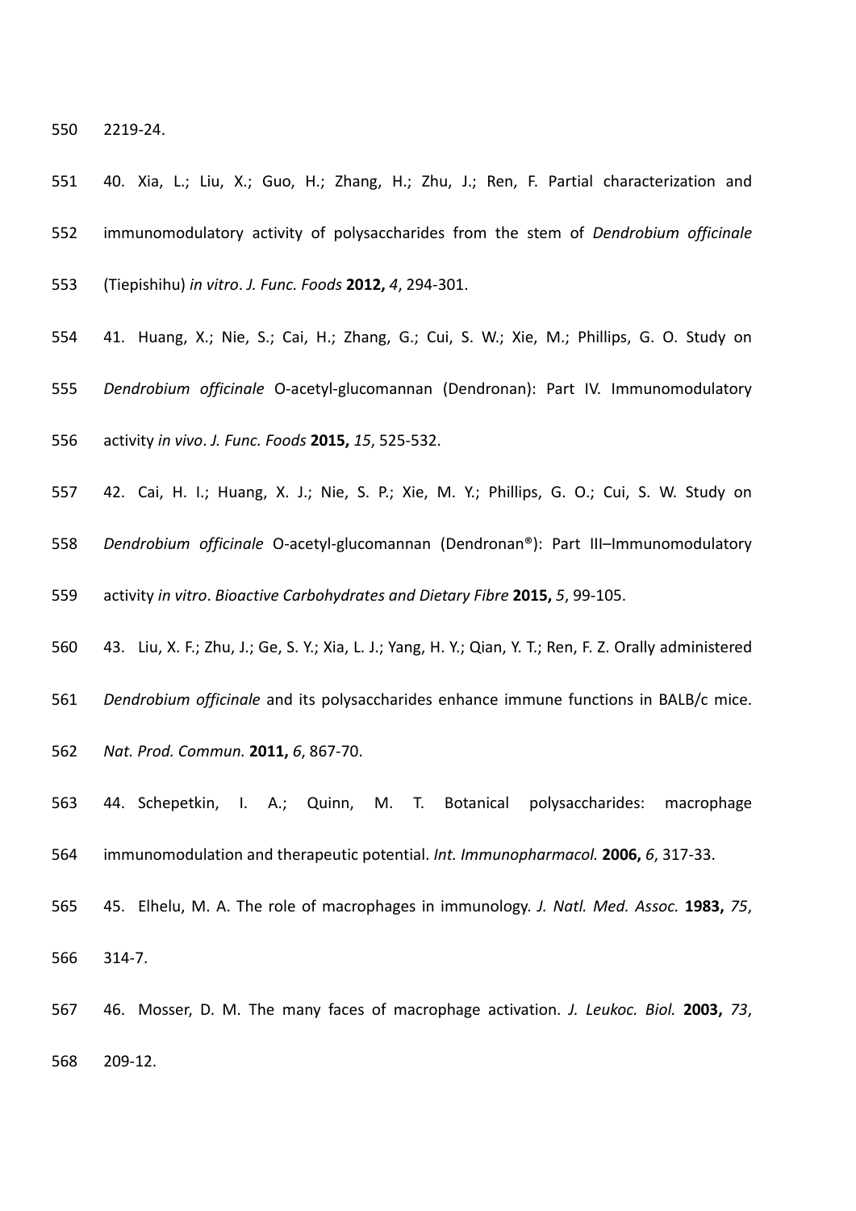2219-24.

40. Xia, L.; Liu, X.; Guo, H.; Zhang, H.; Zhu, J.; Ren, F. Partial characterization and immunomodulatory activity of polysaccharides from the stem of *Dendrobium officinale* (Tiepishihu) *in vitro*. *J. Func. Foods* **2012,** *4*, 294-301.

41. Huang, X.; Nie, S.; Cai, H.; Zhang, G.; Cui, S. W.; Xie, M.; Phillips, G. O. Study on *Dendrobium officinale* O-acetyl-glucomannan (Dendronan): Part IV. Immunomodulatory activity *in vivo*. *J. Func. Foods* **2015,** *15*, 525-532.

42. Cai, H. I.; Huang, X. J.; Nie, S. P.; Xie, M. Y.; Phillips, G. O.; Cui, S. W. Study on *Dendrobium officinale* O-acetyl-glucomannan (Dendronan®): Part III–Immunomodulatory activity *in vitro*. *Bioactive Carbohydrates and Dietary Fibre* **2015,** *5*, 99-105.

43. Liu, X. F.; Zhu, J.; Ge, S. Y.; Xia, L. J.; Yang, H. Y.; Qian, Y. T.; Ren, F. Z. Orally administered *Dendrobium officinale* and its polysaccharides enhance immune functions in BALB/c mice. *Nat. Prod. Commun.* **2011,** *6*, 867-70.

44. Schepetkin, I. A.; Quinn, M. T. Botanical polysaccharides: macrophage immunomodulation and therapeutic potential. *Int. Immunopharmacol.* **2006,** *6*, 317-33.

45. Elhelu, M. A. The role of macrophages in immunology. *J. Natl. Med. Assoc.* **1983,** *75*, 314-7.

46. Mosser, D. M. The many faces of macrophage activation. *J. Leukoc. Biol.* **2003,** *73*, 209-12.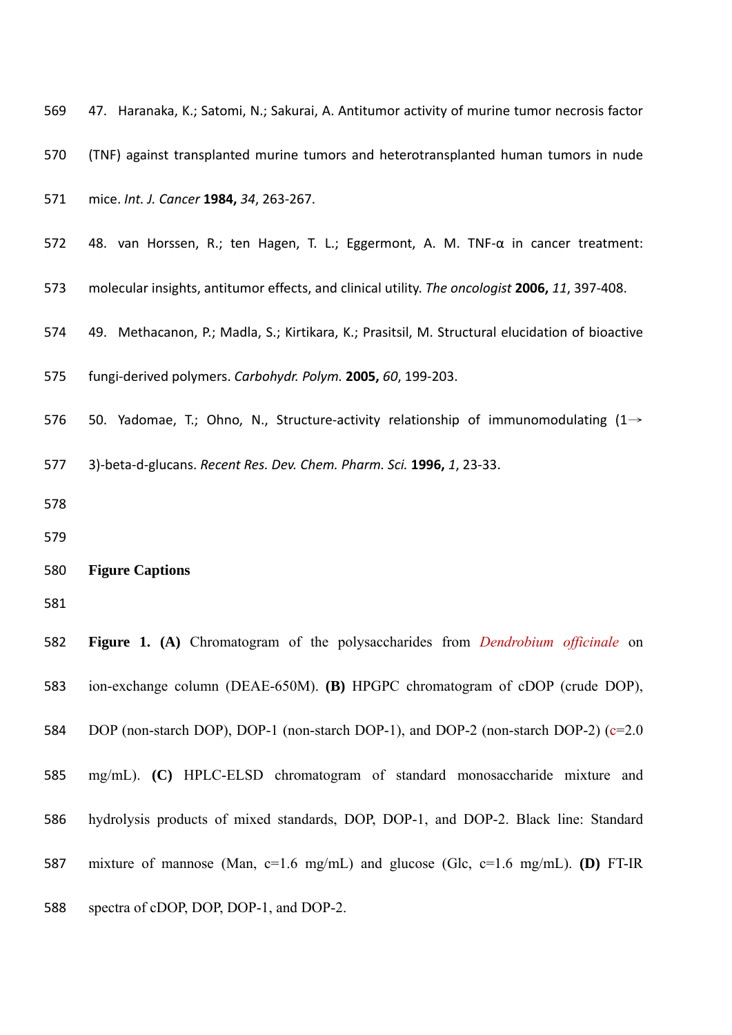47. Haranaka, K.; Satomi, N.; Sakurai, A. Antitumor activity of murine tumor necrosis factor (TNF) against transplanted murine tumors and heterotransplanted human tumors in nude mice. *Int. J. Cancer* **1984,** *34*, 263-267.

48. van Horssen, R.; ten Hagen, T. L.; Eggermont, A. M. TNF-α in cancer treatment: molecular insights, antitumor effects, and clinical utility. *The oncologist* **2006,** *11*, 397-408.

49. Methacanon, P.; Madla, S.; Kirtikara, K.; Prasitsil, M. Structural elucidation of bioactive fungi-derived polymers. *Carbohydr. Polym.* **2005,** *60*, 199-203.

50. Yadomae, T.; Ohno, N., Structure-activity relationship of immunomodulating (1→3)-beta-d-glucans. *Recent Res. Dev. Chem. Pharm. Sci.* **1996,** *1*, 23-33.

## Figure Captions

**Figure 1. (A)** Chromatogram of the polysaccharides from *Dendrobium officinale* on ion-exchange column (DEAE-650M). **(B)** HPGPC chromatogram of cDOP (crude DOP), DOP (non-starch DOP), DOP-1 (non-starch DOP-1), and DOP-2 (non-starch DOP-2) (c=2.0 mg/mL). **(C)** HPLC-ELSD chromatogram of standard monosaccharide mixture and hydrolysis products of mixed standards, DOP, DOP-1, and DOP-2. Black line: Standard mixture of mannose (Man, c=1.6 mg/mL) and glucose (Glc, c=1.6 mg/mL). **(D)** FT-IR spectra of cDOP, DOP, DOP-1, and DOP-2.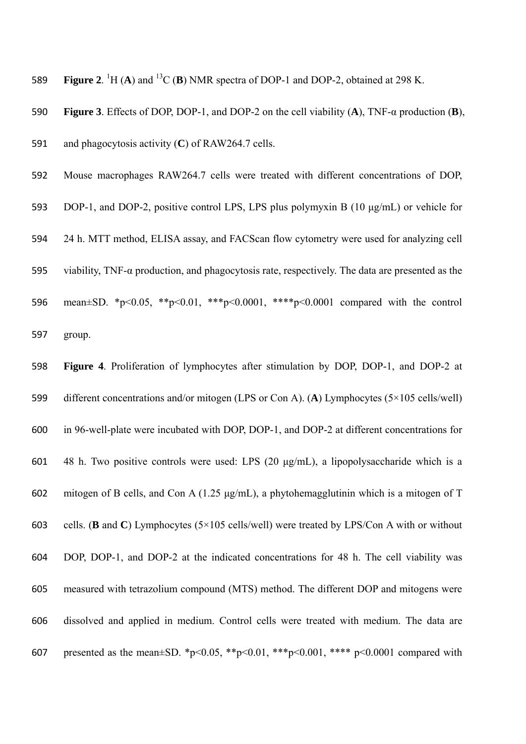**Figure 2**. $^{1}H$ (**A**) and $^{13}C$ (**B**) NMR spectra of DOP-1 and DOP-2, obtained at 298 K.

**Figure 3**. Effects of DOP, DOP-1, and DOP-2 on the cell viability (**A**), TNF-α production (**B**), and phagocytosis activity (**C**) of RAW264.7 cells.

Mouse macrophages RAW264.7 cells were treated with different concentrations of DOP, DOP-1, and DOP-2, positive control LPS, LPS plus polymyxin B (10 μg/mL) or vehicle for 24 h. MTT method, ELISA assay, and FACScan flow cytometry were used for analyzing cell viability, TNF-α production, and phagocytosis rate, respectively. The data are presented as the mean±SD. *$p<0.05$, **$p<0.01$, ***$p<0.0001$, ****$p<0.0001$ compared with the control group.

**Figure 4**. Proliferation of lymphocytes after stimulation by DOP, DOP-1, and DOP-2 at different concentrations and/or mitogen (LPS or Con A). (**A**) Lymphocytes (5×105 cells/well) in 96-well-plate were incubated with DOP, DOP-1, and DOP-2 at different concentrations for 48 h. Two positive controls were used: LPS (20 μg/mL), a lipopolysaccharide which is a mitogen of B cells, and Con A (1.25 μg/mL), a phytohemagglutinin which is a mitogen of T cells. (**B** and **C**) Lymphocytes (5×105 cells/well) were treated by LPS/Con A with or without DOP, DOP-1, and DOP-2 at the indicated concentrations for 48 h. The cell viability was measured with tetrazolium compound (MTS) method. The different DOP and mitogens were dissolved and applied in medium. Control cells were treated with medium. The data are presented as the mean±SD. *$p<0.05$, **$p<0.01$, ***$p<0.001$, **** $p<0.0001$ compared with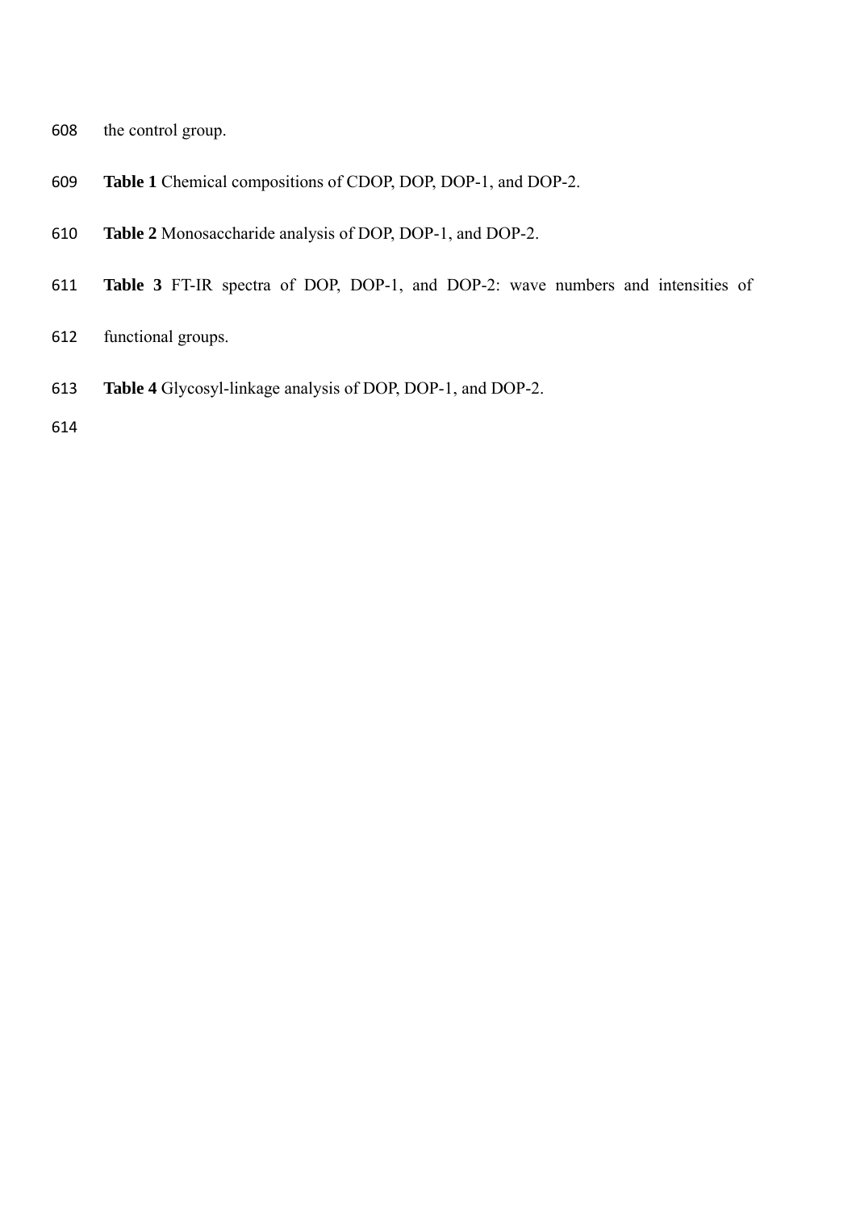the control group.

**Table 1** Chemical compositions of CDOP, DOP, DOP-1, and DOP-2.

**Table 2** Monosaccharide analysis of DOP, DOP-1, and DOP-2.

**Table 3** FT-IR spectra of DOP, DOP-1, and DOP-2: wave numbers and intensities of functional groups.

**Table 4** Glycosyl-linkage analysis of DOP, DOP-1, and DOP-2.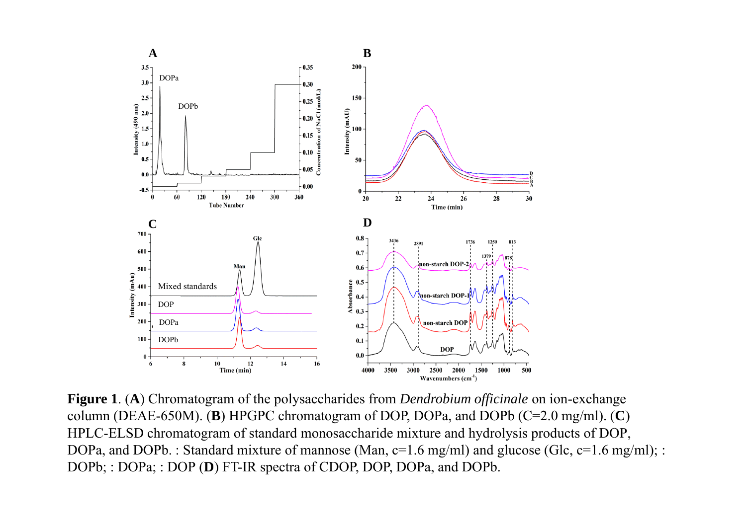**Figure 1**. (**A**) Chromatogram of the polysaccharides from *Dendrobium officinale* on ion-exchange column (DEAE-650M). (**B**) HPGPC chromatogram of DOP, DOPa, and DOPb (C=2.0 mg/ml). (**C**) HPLC-ELSD chromatogram of standard monosaccharide mixture and hydrolysis products of DOP, DOPa, and DOPb. : Standard mixture of mannose (Man, c=1.6 mg/ml) and glucose (Glc, c=1.6 mg/ml); : DOPb; : DOPa; : DOP (**D**) FT-IR spectra of CDOP, DOP, DOPa, and DOPb.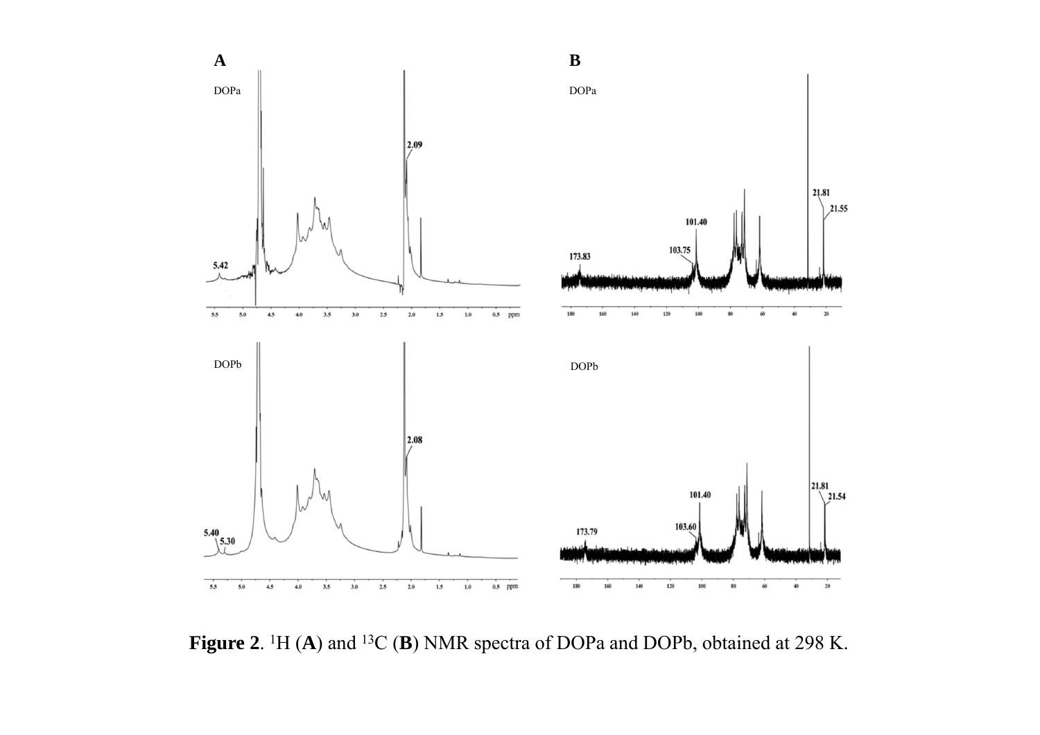**Figure 2**. $^{1}H$ (**A**) and $^{13}C$ (**B**) NMR spectra of DOPa and DOPb, obtained at 298 K.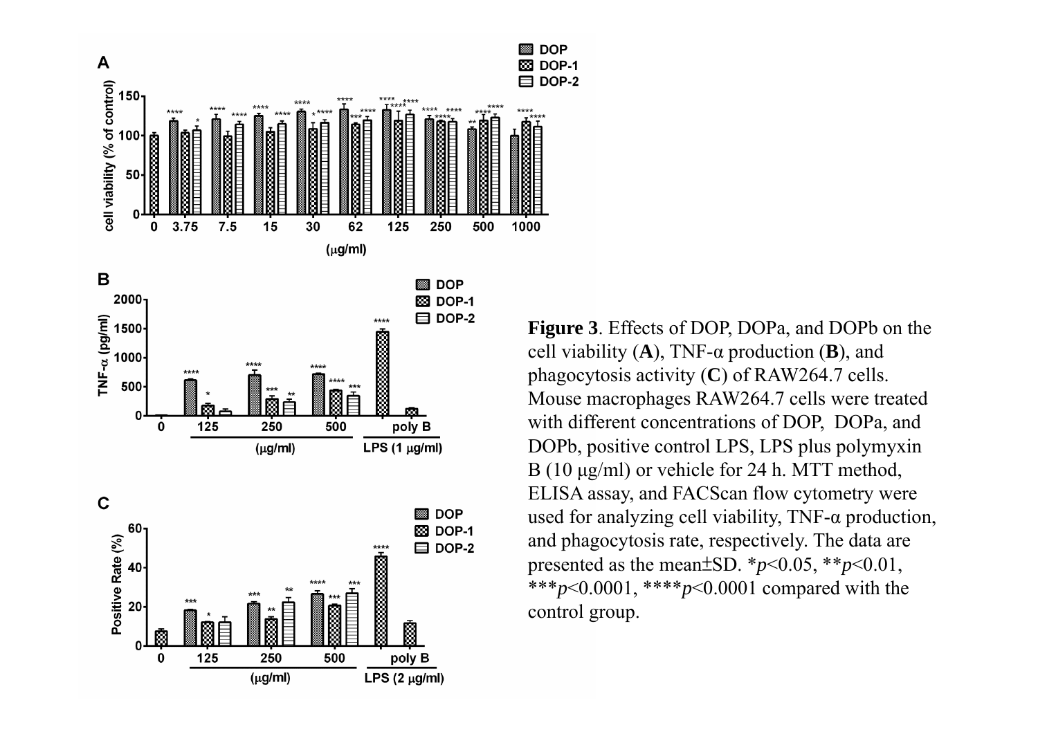**Figure 3**. Effects of DOP, DOPa, and DOPb on the cell viability (**A**), TNF-α production (**B**), and phagocytosis activity (**C**) of RAW264.7 cells. Mouse macrophages RAW264.7 cells were treated with different concentrations of DOP, DOPa, and DOPb, positive control LPS, LPS plus polymyxin B (10 μg/ml) or vehicle for 24 h. MTT method, ELISA assay, and FACScan flow cytometry were used for analyzing cell viability, TNF-α production, and phagocytosis rate, respectively. The data are presented as the mean±SD. \*$p$<0.05, \*\*$p$<0.01, \*\*\*$p$<0.0001, \*\*\*\*$p$<0.0001 compared with the control group.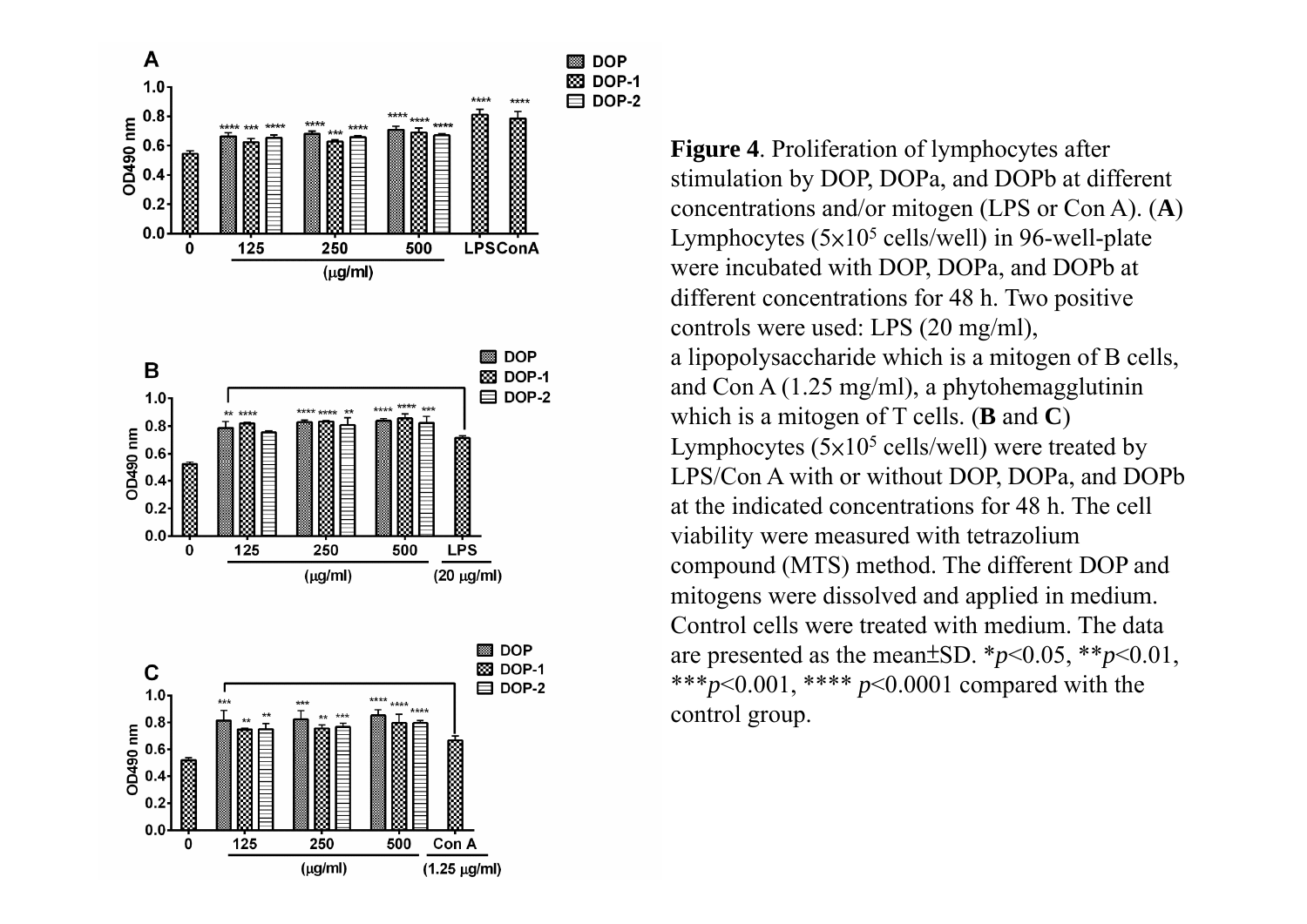**Figure 4**. Proliferation of lymphocytes after stimulation by DOP, DOPa, and DOPb at different concentrations and/or mitogen (LPS or Con A). (**A**) Lymphocytes ($5\times10^5$ cells/well) in 96-well-plate were incubated with DOP, DOPa, and DOPb at different concentrations for 48 h. Two positive controls were used: LPS (20 mg/ml), a lipopolysaccharide which is a mitogen of B cells, and Con A (1.25 mg/ml), a phytohemagglutinin which is a mitogen of T cells. (**B** and **C**) Lymphocytes ($5\times10^5$ cells/well) were treated by LPS/Con A with or without DOP, DOPa, and DOPb at the indicated concentrations for 48 h. The cell viability were measured with tetrazolium compound (MTS) method. The different DOP and mitogens were dissolved and applied in medium. Control cells were treated with medium. The data are presented as the mean±SD. *$p<0.05$, **$p<0.01$, ***$p<0.001$, **** $p<0.0001$ compared with the control group.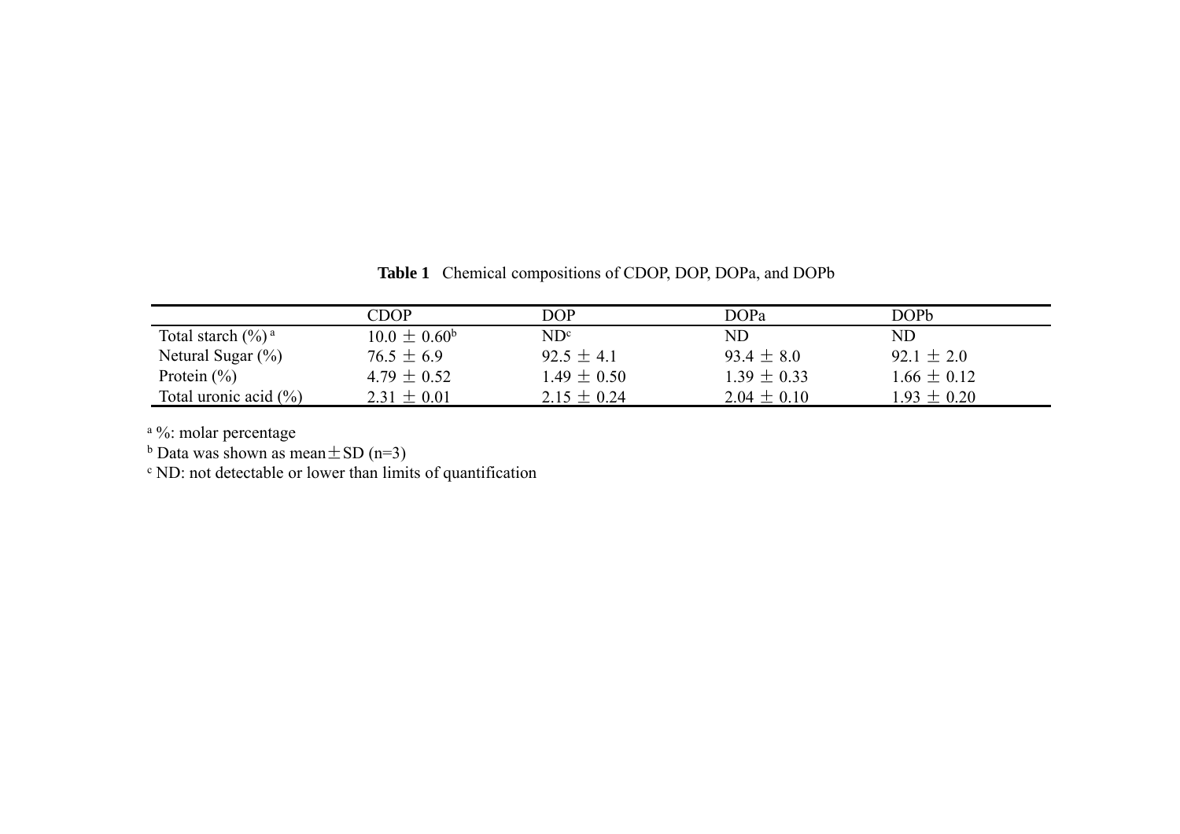**Table 1** Chemical compositions of CDOP, DOP, DOPa, and DOPb

| | CDOP | DOP | DOPa | DOPb |
|---|---|---|---|---|
| Total starch (%) [a] | 10.0 ± 0.60[b] | ND[c] | ND | ND |
| Netural Sugar (%) | 76.5 ± 6.9 | 92.5 ± 4.1 | 93.4 ± 8.0 | 92.1 ± 2.0 |
| Protein (%) | 4.79 ± 0.52 | 1.49 ± 0.50 | 1.39 ± 0.33 | 1.66 ± 0.12 |
| Total uronic acid (%) | 2.31 ± 0.01 | 2.15 ± 0.24 | 2.04 ± 0.10 | 1.93 ± 0.20 |

[a] %: molar percentage

[b] Data was shown as mean ± SD (n=3)

[c] ND: not detectable or lower than limits of quantification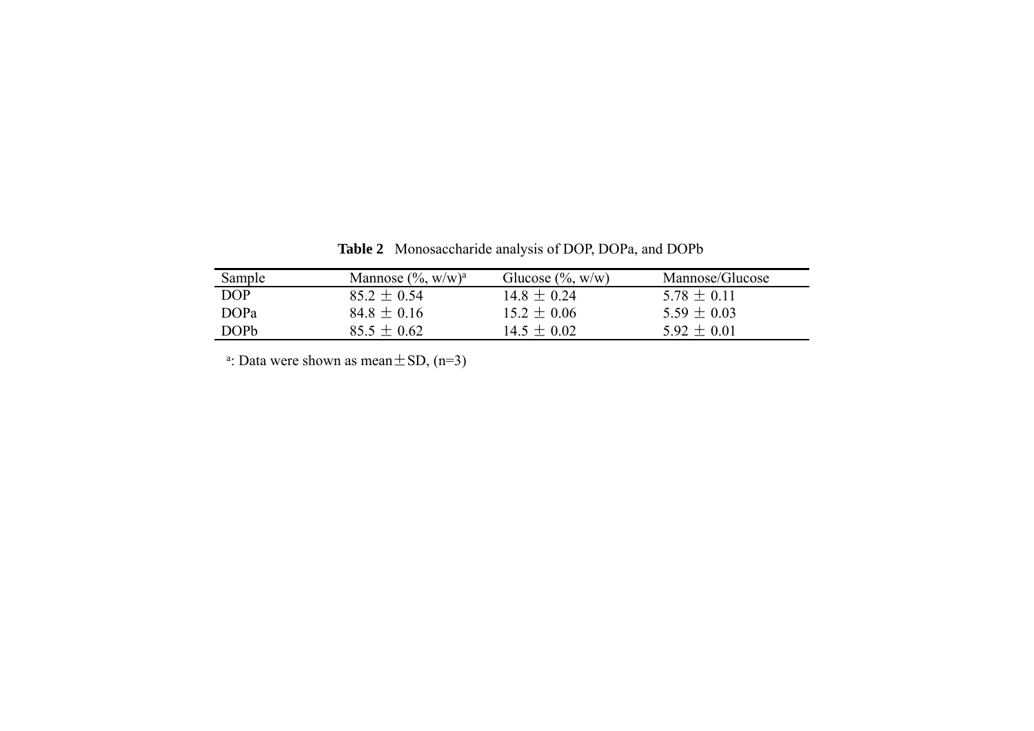**Table 2** Monosaccharide analysis of DOP, DOPa, and DOPb

| Sample | Mannose (%, w/w)[a] | Glucose (%, w/w) | Mannose/Glucose |
|---|---|---|---|
| DOP | 85.2 ± 0.54 | 14.8 ± 0.24 | 5.78 ± 0.11 |
| DOPa | 84.8 ± 0.16 | 15.2 ± 0.06 | 5.59 ± 0.03 |
| DOPb | 85.5 ± 0.62 | 14.5 ± 0.02 | 5.92 ± 0.01 |

[a]: Data were shown as mean ± SD, (n=3)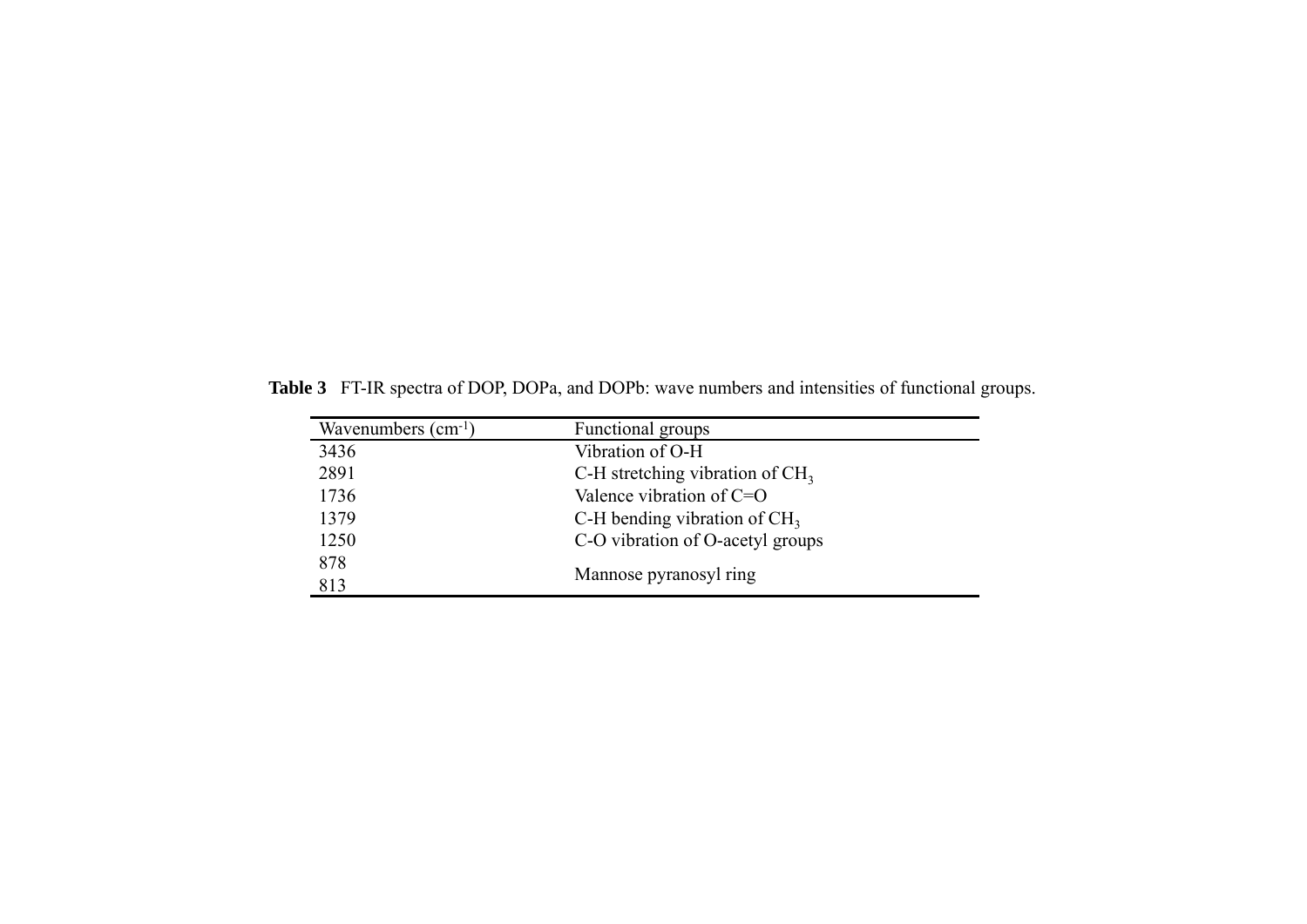**Table 3** FT-IR spectra of DOP, DOPa, and DOPb: wave numbers and intensities of functional groups.

| Wavenumbers ($cm^{-1}$) | Functional groups |
|---|---|
| 3436 | Vibration of O-H |
| 2891 | C-H stretching vibration of $CH_3$ |
| 1736 | Valence vibration of C=O |
| 1379 | C-H bending vibration of $CH_3$ |
| 1250 | C-O vibration of O-acetyl groups |
| 878 | Mannose pyranosyl ring |
| 813 | |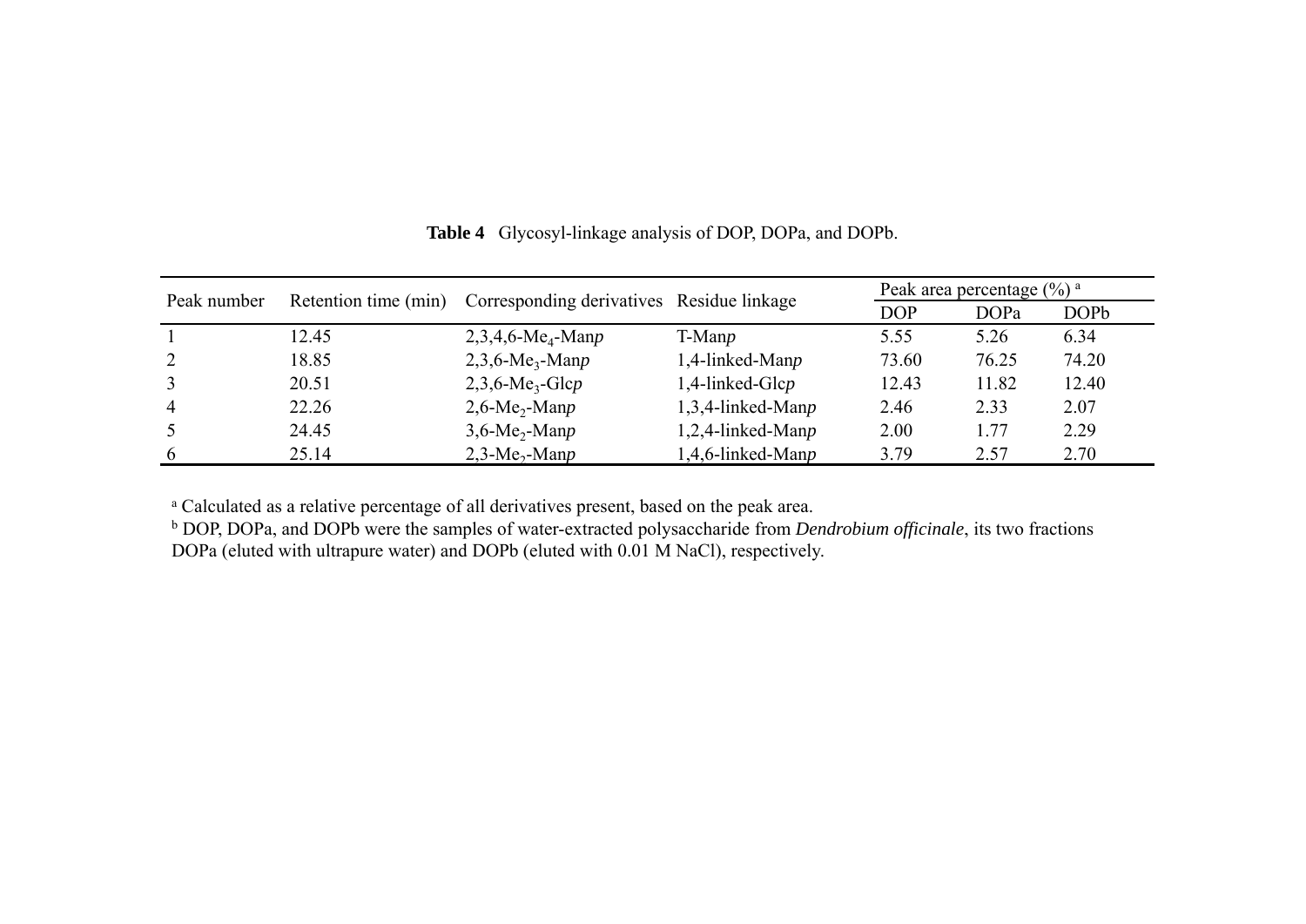**Table 4** Glycosyl-linkage analysis of DOP, DOPa, and DOPb.

| Peak number | Retention time (min) | Corresponding derivatives | Residue linkage | Peak area percentage (%) [a] | | |
|---|---|---|---|---|---|---|
| | | | | DOP | DOPa | DOPb |
| 1 | 12.45 | 2,3,4,6-$Me_4$-Man*p* | T-Man*p* | 5.55 | 5.26 | 6.34 |
| 2 | 18.85 | 2,3,6-$Me_3$-Man*p* | 1,4-linked-Man*p* | 73.60 | 76.25 | 74.20 |
| 3 | 20.51 | 2,3,6-$Me_3$-Glc*p* | 1,4-linked-Glc*p* | 12.43 | 11.82 | 12.40 |
| 4 | 22.26 | 2,6-$Me_2$-Man*p* | 1,3,4-linked-Man*p* | 2.46 | 2.33 | 2.07 |
| 5 | 24.45 | 3,6-$Me_2$-Man*p* | 1,2,4-linked-Man*p* | 2.00 | 1.77 | 2.29 |
| 6 | 25.14 | 2,3-$Me_2$-Man*p* | 1,4,6-linked-Man*p* | 3.79 | 2.57 | 2.70 |

[a] Calculated as a relative percentage of all derivatives present, based on the peak area.
[b] DOP, DOPa, and DOPb were the samples of water-extracted polysaccharide from *Dendrobium officinale*, its two fractions DOPa (eluted with ultrapure water) and DOPb (eluted with 0.01 M NaCl), respectively.